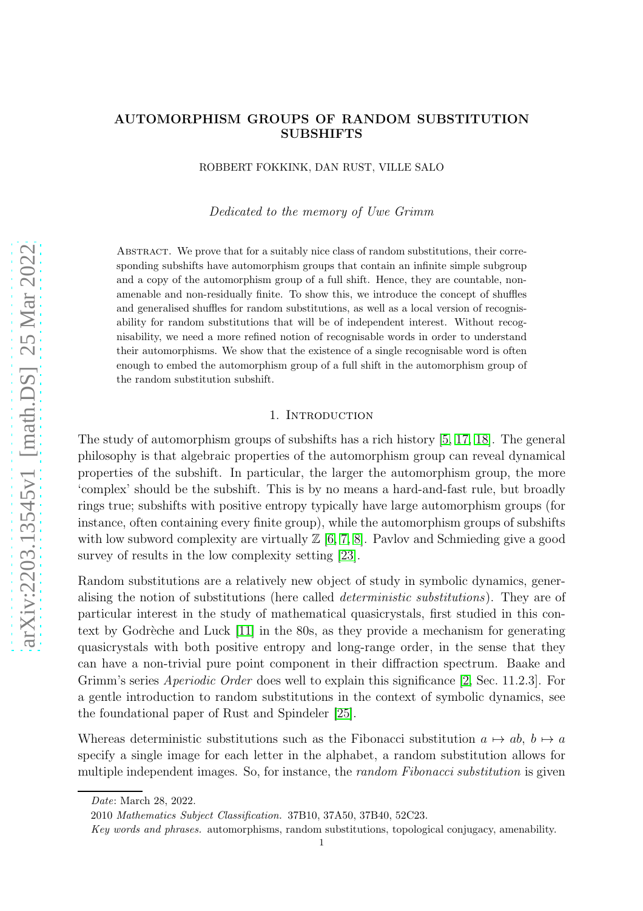# AUTOMORPHISM GROUPS OF RANDOM SUBSTITUTION SUBSHIFTS

ROBBERT FOKKINK, DAN RUST, VILLE SALO

*Dedicated to the memory of Uwe Grimm*

Abstract. We prove that for a suitably nice class of random substitutions, their corresponding subshifts have automorphism groups that contain an infinite simple subgroup and a copy of the automorphism group of a full shift. Hence, they are countable, non-amenable and non-residually finite. To show this, we introduce the concept of shuffles and generalised shuffles for random substitutions, as well as a local version of recognisability for random substitutions that will be of independent interest. Without recognisability, we need a more refined notion of recognisable words in order to understand their automorphisms. We show that the existence of a single recognisable word is often enough to embed the automorphism group of a full shift in the automorphism group of the random substitution subshift.

## 1. Introduction

The study of automorphism groups of subshifts has a rich history [5, 17, 18]. The general philosophy is that algebraic properties of the automorphism group can reveal dynamical properties of the subshift. In particular, the larger the automorphism group, the more 'complex' should be the subshift. This is by no means a hard-and-fast rule, but broadly rings true; subshifts with positive entropy typically have large automorphism groups (for instance, often containing every finite group), while the automorphism groups of subshifts with low subword complexity are virtually $\mathbb{Z}$ [6, 7, 8]. Pavlov and Schmieding give a good survey of results in the low complexity setting [23].

Random substitutions are a relatively new object of study in symbolic dynamics, generalising the notion of substitutions (here called *deterministic substitutions*). They are of particular interest in the study of mathematical quasicrystals, first studied in this context by Godrèche and Luck [11] in the 80s, as they provide a mechanism for generating quasicrystals with both positive entropy and long-range order, in the sense that they can have a non-trivial pure point component in their diffraction spectrum. Baake and Grimm's series *Aperiodic Order* does well to explain this significance [2, Sec. 11.2.3]. For a gentle introduction to random substitutions in the context of symbolic dynamics, see the foundational paper of Rust and Spindeler [25].

Whereas deterministic substitutions such as the Fibonacci substitution $a \mapsto ab$, $b \mapsto a$ specify a single image for each letter in the alphabet, a random substitution allows for multiple independent images. So, for instance, the *random Fibonacci substitution* is given

*Date*: March 28, 2022.

2010 *Mathematics Subject Classification.* 37B10, 37A50, 37B40, 52C23.

*Key words and phrases.* automorphisms, random substitutions, topological conjugacy, amenability.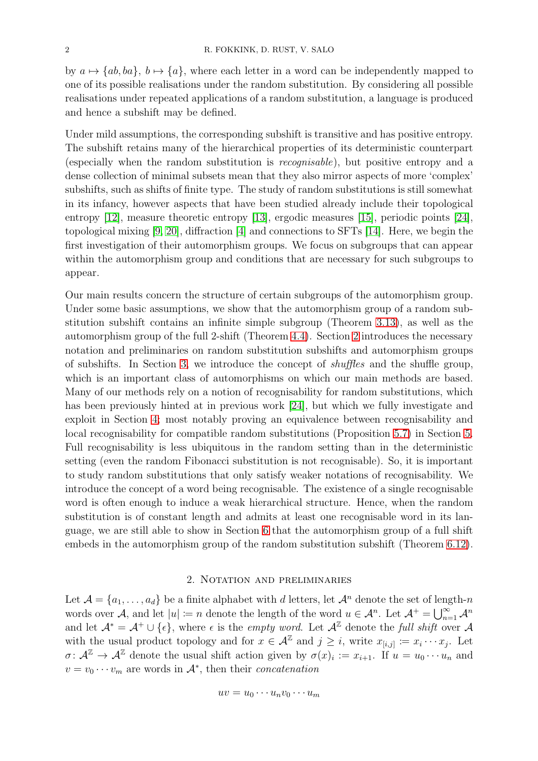by $a \mapsto \{ab, ba\}$, $b \mapsto \{a\}$, where each letter in a word can be independently mapped to one of its possible realisations under the random substitution. By considering all possible realisations under repeated applications of a random substitution, a language is produced and hence a subshift may be defined.

Under mild assumptions, the corresponding subshift is transitive and has positive entropy. The subshift retains many of the hierarchical properties of its deterministic counterpart (especially when the random substitution is *recognisable*), but positive entropy and a dense collection of minimal subsets mean that they also mirror aspects of more 'complex' subshifts, such as shifts of finite type. The study of random substitutions is still somewhat in its infancy, however aspects that have been studied already include their topological entropy [12], measure theoretic entropy [13], ergodic measures [15], periodic points [24], topological mixing [9, 20], diffraction [4] and connections to SFTs [14]. Here, we begin the first investigation of their automorphism groups. We focus on subgroups that can appear within the automorphism group and conditions that are necessary for such subgroups to appear.

Our main results concern the structure of certain subgroups of the automorphism group. Under some basic assumptions, we show that the automorphism group of a random substitution subshift contains an infinite simple subgroup (Theorem 3.13), as well as the automorphism group of the full 2-shift (Theorem 4.4). Section 2 introduces the necessary notation and preliminaries on random substitution subshifts and automorphism groups of subshifts. In Section 3, we introduce the concept of *shuffles* and the shuffle group, which is an important class of automorphisms on which our main methods are based. Many of our methods rely on a notion of recognisability for random substitutions, which has been previously hinted at in previous work [24], but which we fully investigate and exploit in Section 4; most notably proving an equivalence between recognisability and local recognisability for compatible random substitutions (Proposition 5.7) in Section 5. Full recognisability is less ubiquitous in the random setting than in the deterministic setting (even the random Fibonacci substitution is not recognisable). So, it is important to study random substitutions that only satisfy weaker notations of recognisability. We introduce the concept of a word being recognisable. The existence of a single recognisable word is often enough to induce a weak hierarchical structure. Hence, when the random substitution is of constant length and admits at least one recognisable word in its language, we are still able to show in Section 6 that the automorphism group of a full shift embeds in the automorphism group of the random substitution subshift (Theorem 6.12).

## 2. Notation and preliminaries

Let $\mathcal{A} = \{a_1, \dots, a_d\}$ be a finite alphabet with $d$ letters, let $\mathcal{A}^n$ denote the set of length-$n$ words over $\mathcal{A}$, and let $|u| \coloneqq n$ denote the length of the word $u \in \mathcal{A}^n$. Let $\mathcal{A}^+ = \bigcup_{n=1}^{\infty} \mathcal{A}^n$ and let $\mathcal{A}^* = \mathcal{A}^+ \cup \{\epsilon\}$, where $\epsilon$ is the *empty word*. Let $\mathcal{A}^{\mathbb{Z}}$ denote the *full shift* over $\mathcal{A}$ with the usual product topology and for $x \in \mathcal{A}^{\mathbb{Z}}$ and $j \geq i$, write $x_{[i,j]} \coloneqq x_i \cdots x_j$. Let $\sigma \colon \mathcal{A}^{\mathbb{Z}} \to \mathcal{A}^{\mathbb{Z}}$ denote the usual shift action given by $\sigma(x)_i \coloneqq x_{i+1}$. If $u = u_0 \cdots u_n$ and $v = v_0 \cdots v_m$ are words in $\mathcal{A}^*$, then their *concatenation*

$$uv = u_0 \cdots u_n v_0 \cdots u_m$$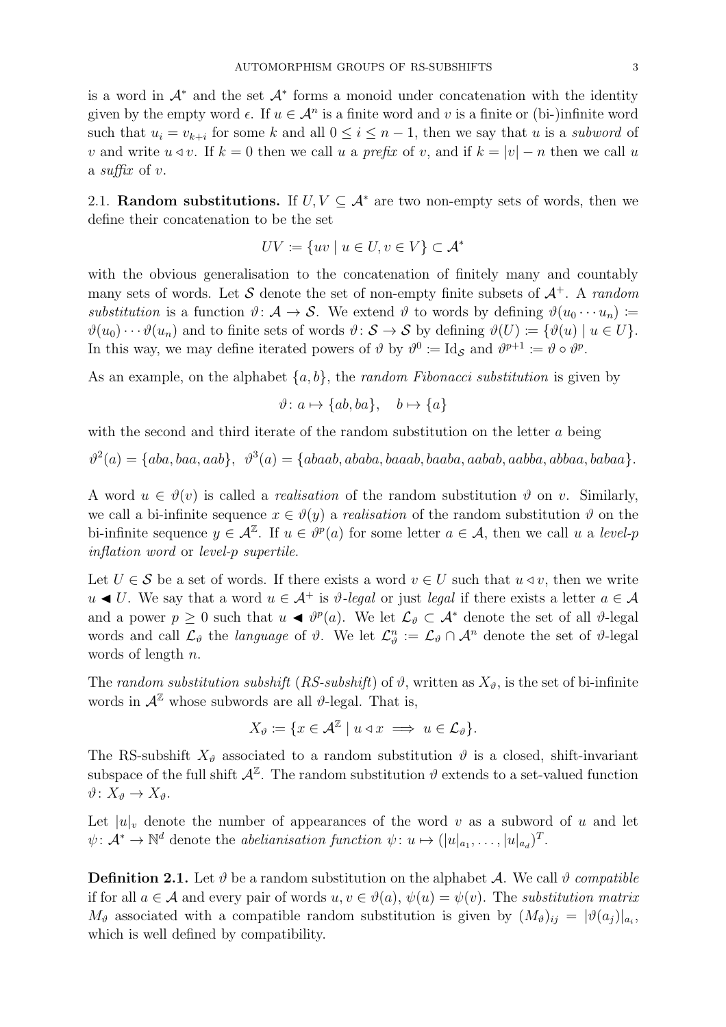is a word in $\mathcal{A}^*$ and the set $\mathcal{A}^*$ forms a monoid under concatenation with the identity given by the empty word $\epsilon$. If $u \in \mathcal{A}^n$ is a finite word and $v$ is a finite or (bi-)infinite word such that $u_i = v_{k+i}$ for some $k$ and all $0 \leq i \leq n-1$, then we say that $u$ is a *subword* of $v$ and write $u \triangleleft v$. If $k = 0$ then we call $u$ a *prefix* of $v$, and if $k = |v| - n$ then we call $u$ a *suffix* of $v$.

## 2.1. Random substitutions.

If $U, V \subseteq \mathcal{A}^*$ are two non-empty sets of words, then we define their concatenation to be the set

$$UV := \{uv \mid u \in U, v \in V\} \subset \mathcal{A}^*$$

with the obvious generalisation to the concatenation of finitely many and countably many sets of words. Let $\mathcal{S}$ denote the set of non-empty finite subsets of $\mathcal{A}^+$. A *random substitution* is a function $\vartheta \colon \mathcal{A} \to \mathcal{S}$. We extend $\vartheta$ to words by defining $\vartheta(u_0 \cdots u_n) := \vartheta(u_0) \cdots \vartheta(u_n)$ and to finite sets of words $\vartheta \colon \mathcal{S} \to \mathcal{S}$ by defining $\vartheta(U) := \{\vartheta(u) \mid u \in U\}$. In this way, we may define iterated powers of $\vartheta$ by $\vartheta^0 := \mathrm{Id}_{\mathcal{S}}$ and $\vartheta^{p+1} := \vartheta \circ \vartheta^p$.

As an example, on the alphabet $\{a, b\}$, the *random Fibonacci substitution* is given by

$$\vartheta \colon a \mapsto \{ab, ba\}, \quad b \mapsto \{a\}$$

with the second and third iterate of the random substitution on the letter $a$ being

$$\vartheta^2(a) = \{aba, baa, aab\}, \;\; \vartheta^3(a) = \{abaab, ababa, baaab, baaba, aabab, aabba, abbaa, babaa\}.$$

A word $u \in \vartheta(v)$ is called a *realisation* of the random substitution $\vartheta$ on $v$. Similarly, we call a bi-infinite sequence $x \in \vartheta(y)$ a *realisation* of the random substitution $\vartheta$ on the bi-infinite sequence $y \in \mathcal{A}^{\mathbb{Z}}$. If $u \in \vartheta^p(a)$ for some letter $a \in \mathcal{A}$, then we call $u$ a *level-$p$ inflation word* or *level-$p$ supertile*.

Let $U \in \mathcal{S}$ be a set of words. If there exists a word $v \in U$ such that $u \triangleleft v$, then we write $u \blacktriangleleft U$. We say that a word $u \in \mathcal{A}^+$ is *$\vartheta$-legal* or just *legal* if there exists a letter $a \in \mathcal{A}$ and a power $p \geq 0$ such that $u \blacktriangleleft \vartheta^p(a)$. We let $\mathcal{L}_\vartheta \subset \mathcal{A}^*$ denote the set of all $\vartheta$-legal words and call $\mathcal{L}_\vartheta$ the *language* of $\vartheta$. We let $\mathcal{L}_\vartheta^n := \mathcal{L}_\vartheta \cap \mathcal{A}^n$ denote the set of $\vartheta$-legal words of length $n$.

The *random substitution subshift* (*RS-subshift*) of $\vartheta$, written as $X_\vartheta$, is the set of bi-infinite words in $\mathcal{A}^{\mathbb{Z}}$ whose subwords are all $\vartheta$-legal. That is,

$$X_\vartheta := \{x \in \mathcal{A}^{\mathbb{Z}} \mid u \triangleleft x \implies u \in \mathcal{L}_\vartheta\}.$$

The RS-subshift $X_\vartheta$ associated to a random substitution $\vartheta$ is a closed, shift-invariant subspace of the full shift $\mathcal{A}^{\mathbb{Z}}$. The random substitution $\vartheta$ extends to a set-valued function $\vartheta \colon X_\vartheta \to X_\vartheta$.

Let $|u|_v$ denote the number of appearances of the word $v$ as a subword of $u$ and let $\psi \colon \mathcal{A}^* \to \mathbb{N}^d$ denote the *abelianisation function* $\psi \colon u \mapsto (|u|_{a_1}, \ldots, |u|_{a_d})^T$.

**Definition 2.1.** Let $\vartheta$ be a random substitution on the alphabet $\mathcal{A}$. We call $\vartheta$ *compatible* if for all $a \in \mathcal{A}$ and every pair of words $u, v \in \vartheta(a)$, $\psi(u) = \psi(v)$. The *substitution matrix* $M_\vartheta$ associated with a compatible random substitution is given by $(M_\vartheta)_{ij} = |\vartheta(a_j)|_{a_i}$, which is well defined by compatibility.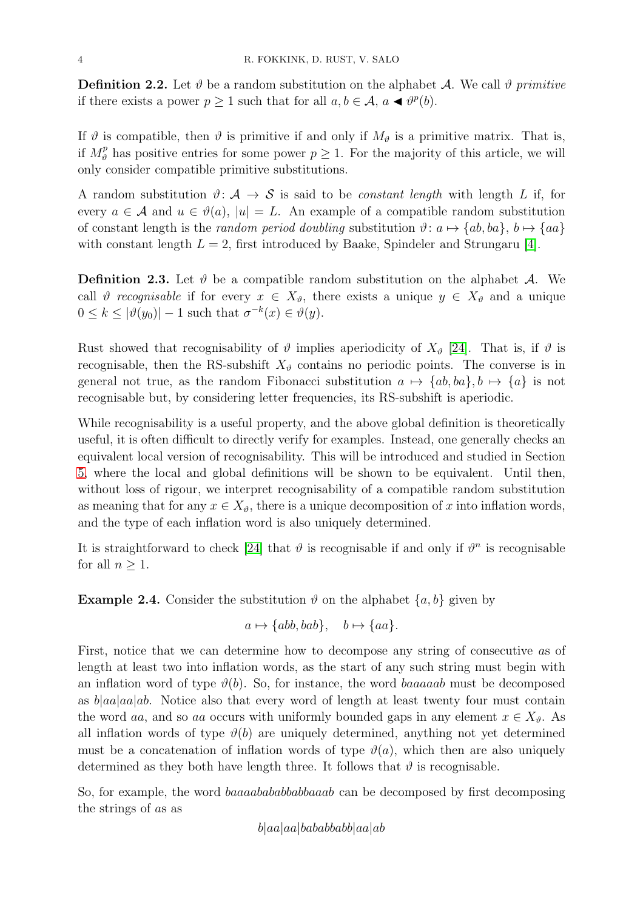**Definition 2.2.** Let $\vartheta$ be a random substitution on the alphabet $\mathcal{A}$. We call $\vartheta$ *primitive* if there exists a power $p \geq 1$ such that for all $a, b \in \mathcal{A}$, $a \blacktriangleleft \vartheta^p(b)$.

If $\vartheta$ is compatible, then $\vartheta$ is primitive if and only if $M_\vartheta$ is a primitive matrix. That is, if $M_\vartheta^p$ has positive entries for some power $p \geq 1$. For the majority of this article, we will only consider compatible primitive substitutions.

A random substitution $\vartheta \colon \mathcal{A} \to \mathcal{S}$ is said to be *constant length* with length $L$ if, for every $a \in \mathcal{A}$ and $u \in \vartheta(a)$, $|u| = L$. An example of a compatible random substitution of constant length is the *random period doubling* substitution $\vartheta \colon a \mapsto \{ab, ba\}$, $b \mapsto \{aa\}$ with constant length $L = 2$, first introduced by Baake, Spindeler and Strungaru [4].

**Definition 2.3.** Let $\vartheta$ be a compatible random substitution on the alphabet $\mathcal{A}$. We call $\vartheta$ *recognisable* if for every $x \in X_\vartheta$, there exists a unique $y \in X_\vartheta$ and a unique $0 \leq k \leq |\vartheta(y_0)| - 1$ such that $\sigma^{-k}(x) \in \vartheta(y)$.

Rust showed that recognisability of $\vartheta$ implies aperiodicity of $X_\vartheta$ [24]. That is, if $\vartheta$ is recognisable, then the RS-subshift $X_\vartheta$ contains no periodic points. The converse is in general not true, as the random Fibonacci substitution $a \mapsto \{ab, ba\}, b \mapsto \{a\}$ is not recognisable but, by considering letter frequencies, its RS-subshift is aperiodic.

While recognisability is a useful property, and the above global definition is theoretically useful, it is often difficult to directly verify for examples. Instead, one generally checks an equivalent local version of recognisability. This will be introduced and studied in Section 5, where the local and global definitions will be shown to be equivalent. Until then, without loss of rigour, we interpret recognisability of a compatible random substitution as meaning that for any $x \in X_\vartheta$, there is a unique decomposition of $x$ into inflation words, and the type of each inflation word is also uniquely determined.

It is straightforward to check [24] that $\vartheta$ is recognisable if and only if $\vartheta^n$ is recognisable for all $n \geq 1$.

**Example 2.4.** Consider the substitution $\vartheta$ on the alphabet $\{a, b\}$ given by

$$a \mapsto \{abb, bab\}, \quad b \mapsto \{aa\}.$$

First, notice that we can determine how to decompose any string of consecutive $a$s of length at least two into inflation words, as the start of any such string must begin with an inflation word of type $\vartheta(b)$. So, for instance, the word $baaaaab$ must be decomposed as $b|aa|aa|ab$. Notice also that every word of length at least twenty four must contain the word $aa$, and so $aa$ occurs with uniformly bounded gaps in any element $x \in X_\vartheta$. As all inflation words of type $\vartheta(b)$ are uniquely determined, anything not yet determined must be a concatenation of inflation words of type $\vartheta(a)$, which then are also uniquely determined as they both have length three. It follows that $\vartheta$ is recognisable.

So, for example, the word $baaaababababbabbaaab$ can be decomposed by first decomposing the strings of $a$s as

$$b|aa|aa|bababbabb|aa|ab$$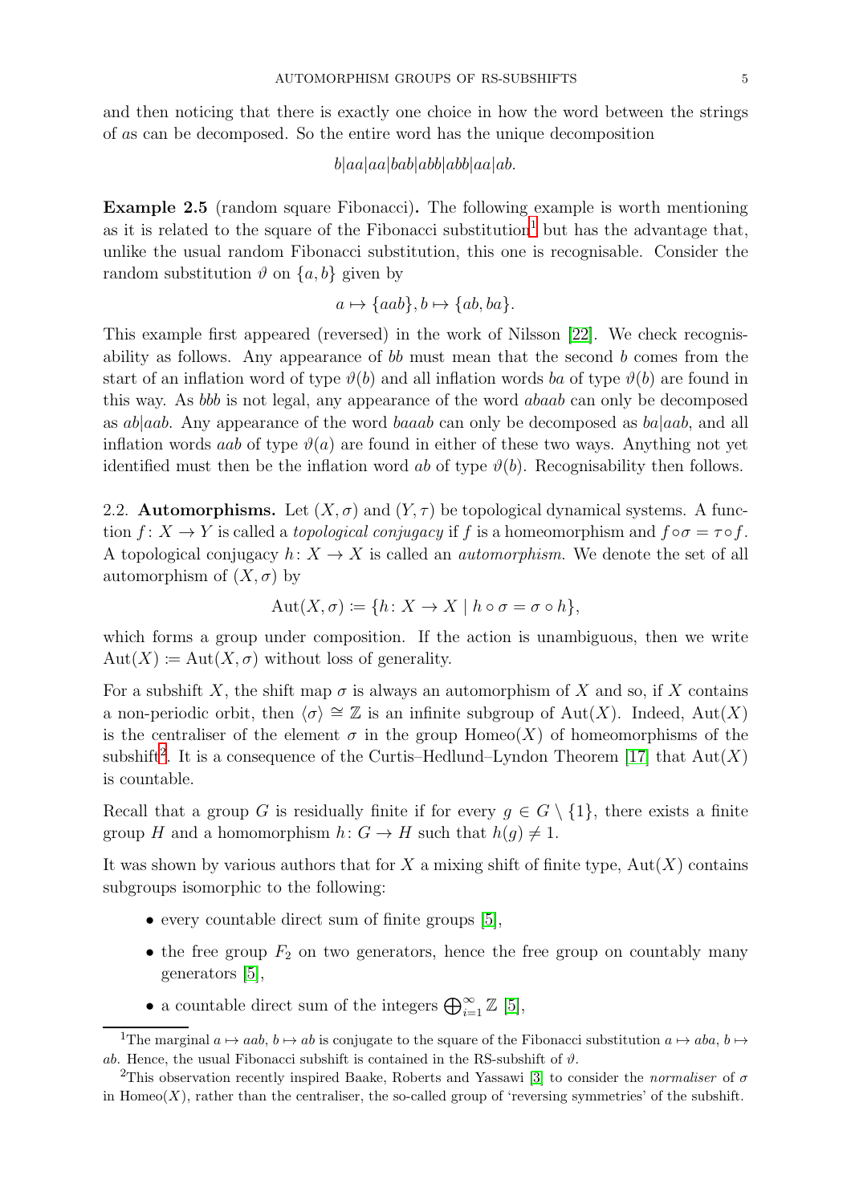and then noticing that there is exactly one choice in how the word between the strings of $a$s can be decomposed. So the entire word has the unique decomposition

$$b|aa|aa|bab|abb|abb|aa|ab.$$

**Example 2.5** (random square Fibonacci)**.** The following example is worth mentioning as it is related to the square of the Fibonacci substitution[1] but has the advantage that, unlike the usual random Fibonacci substitution, this one is recognisable. Consider the random substitution $\vartheta$ on $\{a,b\}$ given by

$$a \mapsto \{aab\}, b \mapsto \{ab, ba\}.$$

This example first appeared (reversed) in the work of Nilsson [22]. We check recognisability as follows. Any appearance of $bb$ must mean that the second $b$ comes from the start of an inflation word of type $\vartheta(b)$ and all inflation words $ba$ of type $\vartheta(b)$ are found in this way. As $bbb$ is not legal, any appearance of the word $abaab$ can only be decomposed as $ab|aab$. Any appearance of the word $baaab$ can only be decomposed as $ba|aab$, and all inflation words $aab$ of type $\vartheta(a)$ are found in either of these two ways. Anything not yet identified must then be the inflation word $ab$ of type $\vartheta(b)$. Recognisability then follows.

2.2. **Automorphisms.** Let $(X,\sigma)$ and $(Y,\tau)$ be topological dynamical systems. A function $f\colon X \to Y$ is called a *topological conjugacy* if $f$ is a homeomorphism and $f \circ \sigma = \tau \circ f$. A topological conjugacy $h\colon X \to X$ is called an *automorphism*. We denote the set of all automorphism of $(X,\sigma)$ by

$$\mathrm{Aut}(X,\sigma) \coloneqq \{h\colon X \to X \mid h \circ \sigma = \sigma \circ h\},$$

which forms a group under composition. If the action is unambiguous, then we write $\mathrm{Aut}(X) \coloneqq \mathrm{Aut}(X,\sigma)$ without loss of generality.

For a subshift $X$, the shift map $\sigma$ is always an automorphism of $X$ and so, if $X$ contains a non-periodic orbit, then $\langle\sigma\rangle \cong \mathbb{Z}$ is an infinite subgroup of $\mathrm{Aut}(X)$. Indeed, $\mathrm{Aut}(X)$ is the centraliser of the element $\sigma$ in the group $\mathrm{Homeo}(X)$ of homeomorphisms of the subshift[2]. It is a consequence of the Curtis–Hedlund–Lyndon Theorem [17] that $\mathrm{Aut}(X)$ is countable.

Recall that a group $G$ is residually finite if for every $g \in G \setminus \{1\}$, there exists a finite group $H$ and a homomorphism $h\colon G \to H$ such that $h(g) \neq 1$.

It was shown by various authors that for $X$ a mixing shift of finite type, $\mathrm{Aut}(X)$ contains subgroups isomorphic to the following:

- every countable direct sum of finite groups [5],
- the free group $F_2$ on two generators, hence the free group on countably many generators [5],
- a countable direct sum of the integers $\bigoplus_{i=1}^{\infty} \mathbb{Z}$ [5],

[1] The marginal $a \mapsto aab$, $b \mapsto ab$ is conjugate to the square of the Fibonacci substitution $a \mapsto aba$, $b \mapsto ab$. Hence, the usual Fibonacci subshift is contained in the RS-subshift of $\vartheta$.

[2] This observation recently inspired Baake, Roberts and Yassawi [3] to consider the *normaliser* of $\sigma$ in $\mathrm{Homeo}(X)$, rather than the centraliser, the so-called group of 'reversing symmetries' of the subshift.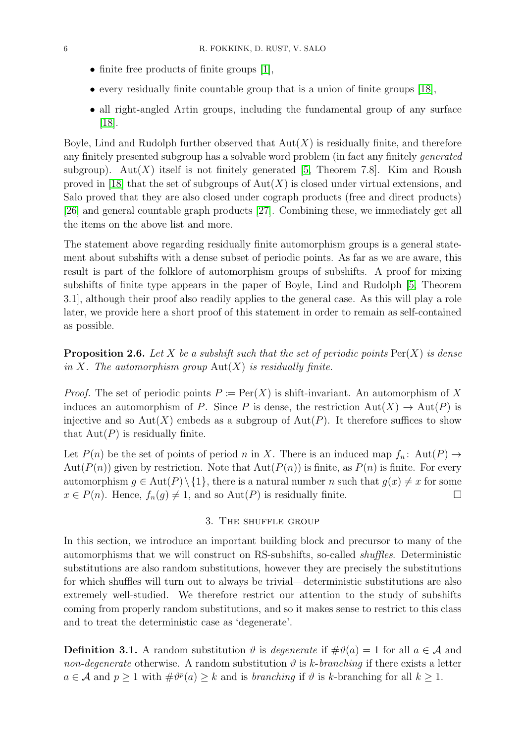- finite free products of finite groups [1],
- every residually finite countable group that is a union of finite groups [18],
- all right-angled Artin groups, including the fundamental group of any surface [18].

Boyle, Lind and Rudolph further observed that $\mathrm{Aut}(X)$ is residually finite, and therefore any finitely presented subgroup has a solvable word problem (in fact any finitely *generated* subgroup). $\mathrm{Aut}(X)$ itself is not finitely generated [5, Theorem 7.8]. Kim and Roush proved in [18] that the set of subgroups of $\mathrm{Aut}(X)$ is closed under virtual extensions, and Salo proved that they are also closed under cograph products (free and direct products) [26] and general countable graph products [27]. Combining these, we immediately get all the items on the above list and more.

The statement above regarding residually finite automorphism groups is a general statement about subshifts with a dense subset of periodic points. As far as we are aware, this result is part of the folklore of automorphism groups of subshifts. A proof for mixing subshifts of finite type appears in the paper of Boyle, Lind and Rudolph [5, Theorem 3.1], although their proof also readily applies to the general case. As this will play a role later, we provide here a short proof of this statement in order to remain as self-contained as possible.

**Proposition 2.6.** *Let $X$ be a subshift such that the set of periodic points $\mathrm{Per}(X)$ is dense in $X$. The automorphism group $\mathrm{Aut}(X)$ is residually finite.*

*Proof.* The set of periodic points $P := \mathrm{Per}(X)$ is shift-invariant. An automorphism of $X$ induces an automorphism of $P$. Since $P$ is dense, the restriction $\mathrm{Aut}(X) \to \mathrm{Aut}(P)$ is injective and so $\mathrm{Aut}(X)$ embeds as a subgroup of $\mathrm{Aut}(P)$. It therefore suffices to show that $\mathrm{Aut}(P)$ is residually finite.

Let $P(n)$ be the set of points of period $n$ in $X$. There is an induced map $f_n\colon \mathrm{Aut}(P) \to \mathrm{Aut}(P(n))$ given by restriction. Note that $\mathrm{Aut}(P(n))$ is finite, as $P(n)$ is finite. For every automorphism $g \in \mathrm{Aut}(P) \setminus \{1\}$, there is a natural number $n$ such that $g(x) \neq x$ for some $x \in P(n)$. Hence, $f_n(g) \neq 1$, and so $\mathrm{Aut}(P)$ is residually finite. □

## 3. The shuffle group

In this section, we introduce an important building block and precursor to many of the automorphisms that we will construct on RS-subshifts, so-called *shuffles*. Deterministic substitutions are also random substitutions, however they are precisely the substitutions for which shuffles will turn out to always be trivial—deterministic substitutions are also extremely well-studied. We therefore restrict our attention to the study of subshifts coming from properly random substitutions, and so it makes sense to restrict to this class and to treat the deterministic case as 'degenerate'.

**Definition 3.1.** A random substitution $\vartheta$ is *degenerate* if $\#\vartheta(a) = 1$ for all $a \in \mathcal{A}$ and *non-degenerate* otherwise. A random substitution $\vartheta$ is *$k$-branching* if there exists a letter $a \in \mathcal{A}$ and $p \geq 1$ with $\#\vartheta^p(a) \geq k$ and is *branching* if $\vartheta$ is $k$-branching for all $k \geq 1$.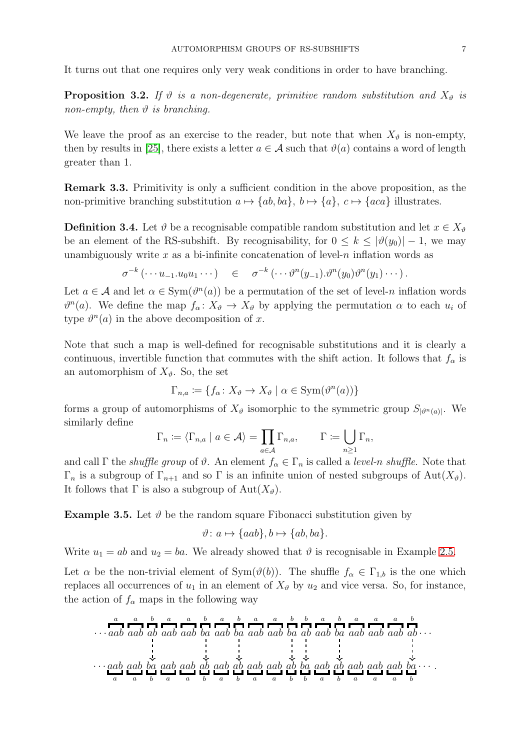It turns out that one requires only very weak conditions in order to have branching.

**Proposition 3.2.** *If $\vartheta$ is a non-degenerate, primitive random substitution and $X_\vartheta$ is non-empty, then $\vartheta$ is branching.*

We leave the proof as an exercise to the reader, but note that when $X_\vartheta$ is non-empty, then by results in [25], there exists a letter $a \in \mathcal{A}$ such that $\vartheta(a)$ contains a word of length greater than 1.

**Remark 3.3.** Primitivity is only a sufficient condition in the above proposition, as the non-primitive branching substitution $a \mapsto \{ab, ba\}$, $b \mapsto \{a\}$, $c \mapsto \{aca\}$ illustrates.

**Definition 3.4.** Let $\vartheta$ be a recognisable compatible random substitution and let $x \in X_\vartheta$ be an element of the RS-subshift. By recognisability, for $0 \leq k \leq |\vartheta(y_0)| - 1$, we may unambiguously write $x$ as a bi-infinite concatenation of level-$n$ inflation words as

$$\sigma^{-k}\left(\cdots u_{-1}.u_0 u_1 \cdots\right) \quad \in \quad \sigma^{-k}\left(\cdots \vartheta^n(y_{-1}).\vartheta^n(y_0)\vartheta^n(y_1)\cdots\right).$$

Let $a \in \mathcal{A}$ and let $\alpha \in \mathrm{Sym}(\vartheta^n(a))$ be a permutation of the set of level-$n$ inflation words $\vartheta^n(a)$. We define the map $f_\alpha \colon X_\vartheta \to X_\vartheta$ by applying the permutation $\alpha$ to each $u_i$ of type $\vartheta^n(a)$ in the above decomposition of $x$.

Note that such a map is well-defined for recognisable substitutions and it is clearly a continuous, invertible function that commutes with the shift action. It follows that $f_\alpha$ is an automorphism of $X_\vartheta$. So, the set

$$\Gamma_{n,a} \coloneqq \{f_\alpha \colon X_\vartheta \to X_\vartheta \mid \alpha \in \mathrm{Sym}(\vartheta^n(a))\}$$

forms a group of automorphisms of $X_\vartheta$ isomorphic to the symmetric group $S_{|\vartheta^n(a)|}$. We similarly define

$$\Gamma_n \coloneqq \langle \Gamma_{n,a} \mid a \in \mathcal{A} \rangle = \prod_{a \in \mathcal{A}} \Gamma_{n,a}, \qquad \Gamma \coloneqq \bigcup_{n \geq 1} \Gamma_n,$$

and call $\Gamma$ the *shuffle group* of $\vartheta$. An element $f_\alpha \in \Gamma_n$ is called a *level-$n$ shuffle*. Note that $\Gamma_n$ is a subgroup of $\Gamma_{n+1}$ and so $\Gamma$ is an infinite union of nested subgroups of $\mathrm{Aut}(X_\vartheta)$. It follows that $\Gamma$ is also a subgroup of $\mathrm{Aut}(X_\vartheta)$.

**Example 3.5.** Let $\vartheta$ be the random square Fibonacci substitution given by

$$\vartheta \colon a \mapsto \{aab\}, b \mapsto \{ab, ba\}.$$

Write $u_1 = ab$ and $u_2 = ba$. We already showed that $\vartheta$ is recognisable in Example 2.5.

Let $\alpha$ be the non-trivial element of $\mathrm{Sym}(\vartheta(b))$. The shuffle $f_\alpha \in \Gamma_{1,b}$ is the one which replaces all occurrences of $u_1$ in an element of $X_\vartheta$ by $u_2$ and vice versa. So, for instance, the action of $f_\alpha$ maps in the following way

$$\begin{array}{c}
\cdots \overset{a}{aab}\ \overset{a}{aab}\ \overset{b}{ab}\ \overset{a}{aab}\ \overset{a}{aab}\ \overset{b}{ba}\ \overset{a}{aab}\ \overset{b}{ba}\ \overset{a}{aab}\ \overset{a}{aab}\ \overset{b}{ba}\ \overset{b}{ab}\ \overset{a}{aab}\ \overset{b}{ba}\ \overset{a}{aab}\ \overset{a}{aab}\ \overset{a}{aab}\ \overset{b}{ab} \cdots \\
\downarrow \\
\cdots \underset{a}{aab}\ \underset{a}{aab}\ \underset{b}{ba}\ \underset{a}{aab}\ \underset{a}{aab}\ \underset{b}{ab}\ \underset{a}{aab}\ \underset{b}{ab}\ \underset{a}{aab}\ \underset{a}{aab}\ \underset{b}{ab}\ \underset{b}{ba}\ \underset{a}{aab}\ \underset{b}{ab}\ \underset{a}{aab}\ \underset{a}{aab}\ \underset{a}{aab}\ \underset{b}{ba} \cdots .
\end{array}$$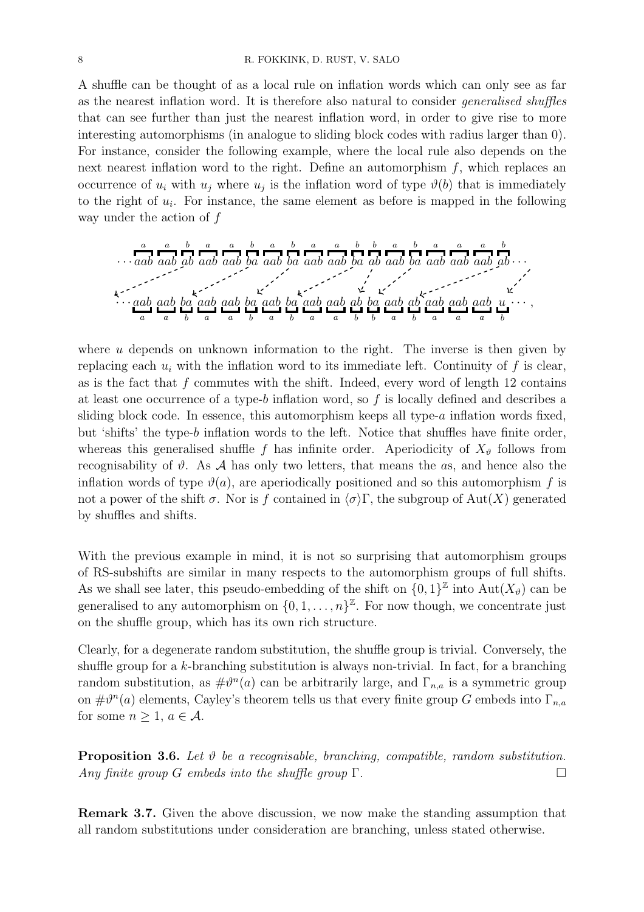A shuffle can be thought of as a local rule on inflation words which can only see as far as the nearest inflation word. It is therefore also natural to consider *generalised shuffles* that can see further than just the nearest inflation word, in order to give rise to more interesting automorphisms (in analogue to sliding block codes with radius larger than 0). For instance, consider the following example, where the local rule also depends on the next nearest inflation word to the right. Define an automorphism $f$, which replaces an occurrence of $u_i$ with $u_j$ where $u_j$ is the inflation word of type $\vartheta(b)$ that is immediately to the right of $u_i$. For instance, the same element as before is mapped in the following way under the action of $f$

$$\cdots \overset{a}{aab}\ \overset{a}{aab}\ \overset{b}{ab}\ \overset{a}{aab}\ \overset{a}{aab}\ \overset{b}{ba}\ \overset{a}{aab}\ \overset{b}{ba}\ \overset{a}{aab}\ \overset{a}{aab}\ \overset{b}{ba}\ \overset{b}{ab}\ \overset{a}{aab}\ \overset{b}{ba}\ \overset{a}{aab}\ \overset{a}{aab}\ \overset{a}{aab}\ \overset{b}{ab} \cdots$$

$$\cdots \underset{a}{aab}\ \underset{a}{aab}\ \underset{b}{ba}\ \underset{a}{aab}\ \underset{a}{aab}\ \underset{b}{ba}\ \underset{a}{aab}\ \underset{b}{ba}\ \underset{a}{aab}\ \underset{a}{aab}\ \underset{b}{ab}\ \underset{b}{ba}\ \underset{a}{aab}\ \underset{b}{ab}\ \underset{a}{aab}\ \underset{a}{aab}\ \underset{a}{aab}\ \underset{b}{u} \cdots,$$

where $u$ depends on unknown information to the right. The inverse is then given by replacing each $u_i$ with the inflation word to its immediate left. Continuity of $f$ is clear, as is the fact that $f$ commutes with the shift. Indeed, every word of length 12 contains at least one occurrence of a type-$b$ inflation word, so $f$ is locally defined and describes a sliding block code. In essence, this automorphism keeps all type-$a$ inflation words fixed, but 'shifts' the type-$b$ inflation words to the left. Notice that shuffles have finite order, whereas this generalised shuffle $f$ has infinite order. Aperiodicity of $X_\vartheta$ follows from recognisability of $\vartheta$. As $\mathcal{A}$ has only two letters, that means the $a$s, and hence also the inflation words of type $\vartheta(a)$, are aperiodically positioned and so this automorphism $f$ is not a power of the shift $\sigma$. Nor is $f$ contained in $\langle\sigma\rangle\Gamma$, the subgroup of $\mathrm{Aut}(X)$ generated by shuffles and shifts.

With the previous example in mind, it is not so surprising that automorphism groups of RS-subshifts are similar in many respects to the automorphism groups of full shifts. As we shall see later, this pseudo-embedding of the shift on $\{0,1\}^{\mathbb{Z}}$ into $\mathrm{Aut}(X_\vartheta)$ can be generalised to any automorphism on $\{0,1,\dots,n\}^{\mathbb{Z}}$. For now though, we concentrate just on the shuffle group, which has its own rich structure.

Clearly, for a degenerate random substitution, the shuffle group is trivial. Conversely, the shuffle group for a $k$-branching substitution is always non-trivial. In fact, for a branching random substitution, as $\#\vartheta^n(a)$ can be arbitrarily large, and $\Gamma_{n,a}$ is a symmetric group on $\#\vartheta^n(a)$ elements, Cayley's theorem tells us that every finite group $G$ embeds into $\Gamma_{n,a}$ for some $n \geq 1$, $a \in \mathcal{A}$.

**Proposition 3.6.** *Let $\vartheta$ be a recognisable, branching, compatible, random substitution. Any finite group $G$ embeds into the shuffle group $\Gamma$.* □

**Remark 3.7.** Given the above discussion, we now make the standing assumption that all random substitutions under consideration are branching, unless stated otherwise.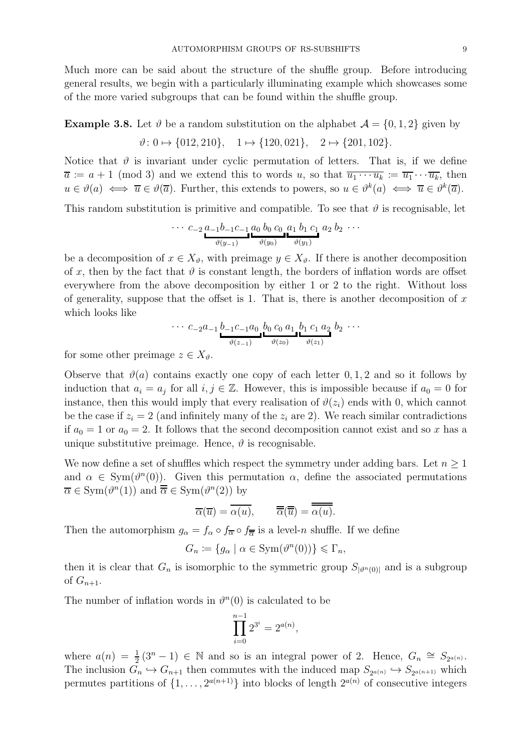Much more can be said about the structure of the shuffle group. Before introducing general results, we begin with a particularly illuminating example which showcases some of the more varied subgroups that can be found within the shuffle group.

**Example 3.8.** Let $\vartheta$ be a random substitution on the alphabet $\mathcal{A} = \{0, 1, 2\}$ given by

$$\vartheta\colon 0 \mapsto \{012, 210\}, \quad 1 \mapsto \{120, 021\}, \quad 2 \mapsto \{201, 102\}.$$

Notice that $\vartheta$ is invariant under cyclic permutation of letters. That is, if we define $\overline{a} := a + 1 \pmod 3$ and we extend this to words $u$, so that $\overline{u_1 \cdots u_k} := \overline{u_1} \cdots \overline{u_k}$, then $u \in \vartheta(a) \iff \overline{u} \in \vartheta(\overline{a})$. Further, this extends to powers, so $u \in \vartheta^k(a) \iff \overline{u} \in \vartheta^k(\overline{a})$.

This random substitution is primitive and compatible. To see that $\vartheta$ is recognisable, let

$$\cdots\ c_{-2}\, \underbrace{a_{-1} b_{-1} c_{-1}}_{\vartheta(y_{-1})}\, \underbrace{a_0\, b_0\, c_0}_{\vartheta(y_0)}\, \underbrace{a_1\, b_1\, c_1}_{\vartheta(y_1)}\, a_2\, b_2\ \cdots$$

be a decomposition of $x \in X_\vartheta$, with preimage $y \in X_\vartheta$. If there is another decomposition of $x$, then by the fact that $\vartheta$ is constant length, the borders of inflation words are offset everywhere from the above decomposition by either 1 or 2 to the right. Without loss of generality, suppose that the offset is 1. That is, there is another decomposition of $x$ which looks like

$$\cdots\ c_{-2} a_{-1}\, \underbrace{b_{-1} c_{-1} a_0}_{\vartheta(z_{-1})}\, \underbrace{b_0\, c_0\, a_1}_{\vartheta(z_0)}\, \underbrace{b_1\, c_1\, a_2}_{\vartheta(z_1)}\, b_2\ \cdots$$

for some other preimage $z \in X_\vartheta$.

Observe that $\vartheta(a)$ contains exactly one copy of each letter $0, 1, 2$ and so it follows by induction that $a_i = a_j$ for all $i, j \in \mathbb{Z}$. However, this is impossible because if $a_0 = 0$ for instance, then this would imply that every realisation of $\vartheta(z_i)$ ends with 0, which cannot be the case if $z_i = 2$ (and infinitely many of the $z_i$ are 2). We reach similar contradictions if $a_0 = 1$ or $a_0 = 2$. It follows that the second decomposition cannot exist and so $x$ has a unique substitutive preimage. Hence, $\vartheta$ is recognisable.

We now define a set of shuffles which respect the symmetry under adding bars. Let $n \geq 1$ and $\alpha \in \mathrm{Sym}(\vartheta^n(0))$. Given this permutation $\alpha$, define the associated permutations $\overline{\alpha} \in \mathrm{Sym}(\vartheta^n(1))$ and $\overline{\overline{\alpha}} \in \mathrm{Sym}(\vartheta^n(2))$ by

$$\overline{\alpha}(\overline{u}) = \overline{\alpha(u)}, \qquad \overline{\overline{\alpha}}(\overline{\overline{u}}) = \overline{\overline{\alpha(u)}}.$$

Then the automorphism $g_\alpha = f_\alpha \circ f_{\overline{\alpha}} \circ f_{\overline{\overline{\alpha}}}$ is a level-$n$ shuffle. If we define

$$G_n := \{g_\alpha \mid \alpha \in \mathrm{Sym}(\vartheta^n(0))\} \leqslant \Gamma_n,$$

then it is clear that $G_n$ is isomorphic to the symmetric group $S_{|\vartheta^n(0)|}$ and is a subgroup of $G_{n+1}$.

The number of inflation words in $\vartheta^n(0)$ is calculated to be

$$\prod_{i=0}^{n-1} 2^{3^i} = 2^{a(n)},$$

where $a(n) = \frac{1}{2}(3^n - 1) \in \mathbb{N}$ and so is an integral power of 2. Hence, $G_n \cong S_{2^{a(n)}}$. The inclusion $G_n \hookrightarrow G_{n+1}$ then commutes with the induced map $S_{2^{a(n)}} \hookrightarrow S_{2^{a(n+1)}}$ which permutes partitions of $\{1, \ldots, 2^{a(n+1)}\}$ into blocks of length $2^{a(n)}$ of consecutive integers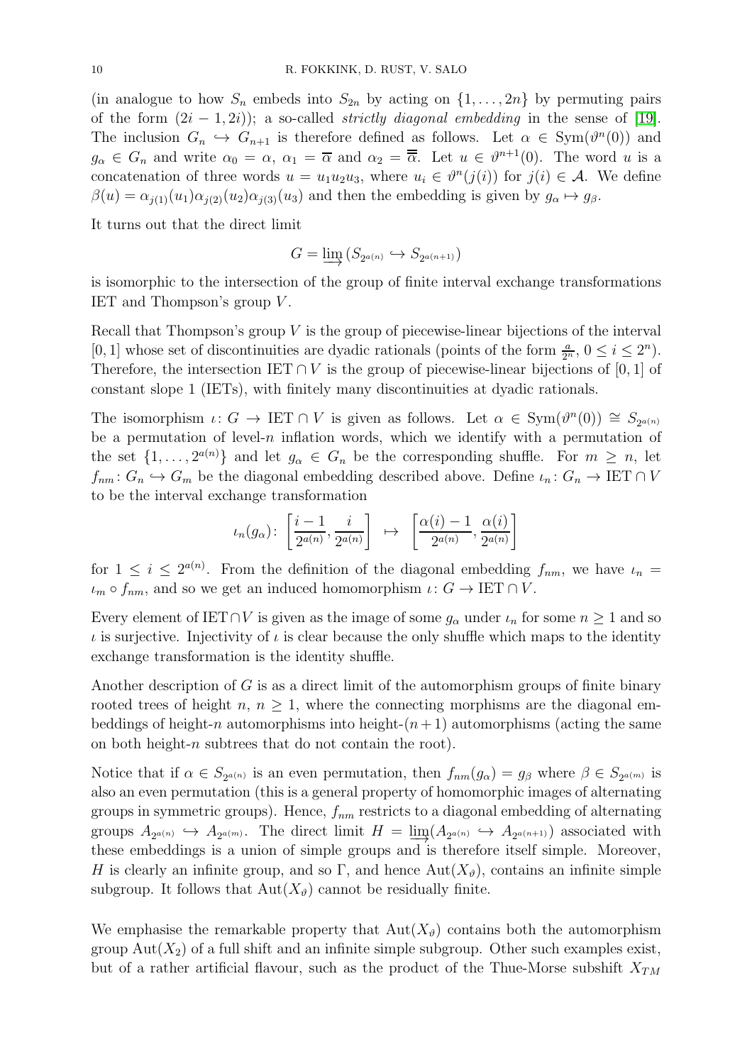(in analogue to how $S_n$ embeds into $S_{2n}$ by acting on $\{1, \ldots, 2n\}$ by permuting pairs of the form $(2i-1, 2i)$); a so-called *strictly diagonal embedding* in the sense of [19]. The inclusion $G_n \hookrightarrow G_{n+1}$ is therefore defined as follows. Let $\alpha \in \mathrm{Sym}(\vartheta^n(0))$ and $g_\alpha \in G_n$ and write $\alpha_0 = \alpha$, $\alpha_1 = \overline{\alpha}$ and $\alpha_2 = \overline{\overline{\alpha}}$. Let $u \in \vartheta^{n+1}(0)$. The word $u$ is a concatenation of three words $u = u_1 u_2 u_3$, where $u_i \in \vartheta^n(j(i))$ for $j(i) \in \mathcal{A}$. We define $\beta(u) = \alpha_{j(1)}(u_1)\alpha_{j(2)}(u_2)\alpha_{j(3)}(u_3)$ and then the embedding is given by $g_\alpha \mapsto g_\beta$.

It turns out that the direct limit

$$G = \varinjlim \left(S_{2^{a(n)}} \hookrightarrow S_{2^{a(n+1)}}\right)$$

is isomorphic to the intersection of the group of finite interval exchange transformations IET and Thompson's group $V$.

Recall that Thompson's group $V$ is the group of piecewise-linear bijections of the interval $[0,1]$ whose set of discontinuities are dyadic rationals (points of the form $\frac{a}{2^n}$, $0 \leq i \leq 2^n$). Therefore, the intersection $\mathrm{IET} \cap V$ is the group of piecewise-linear bijections of $[0,1]$ of constant slope 1 (IETs), with finitely many discontinuities at dyadic rationals.

The isomorphism $\iota \colon G \to \mathrm{IET} \cap V$ is given as follows. Let $\alpha \in \mathrm{Sym}(\vartheta^n(0)) \cong S_{2^{a(n)}}$ be a permutation of level-$n$ inflation words, which we identify with a permutation of the set $\{1, \ldots, 2^{a(n)}\}$ and let $g_\alpha \in G_n$ be the corresponding shuffle. For $m \geq n$, let $f_{nm} \colon G_n \hookrightarrow G_m$ be the diagonal embedding described above. Define $\iota_n \colon G_n \to \mathrm{IET} \cap V$ to be the interval exchange transformation

$$\iota_n(g_\alpha) \colon \left[\frac{i-1}{2^{a(n)}}, \frac{i}{2^{a(n)}}\right] \mapsto \left[\frac{\alpha(i)-1}{2^{a(n)}}, \frac{\alpha(i)}{2^{a(n)}}\right]$$

for $1 \leq i \leq 2^{a(n)}$. From the definition of the diagonal embedding $f_{nm}$, we have $\iota_n = \iota_m \circ f_{nm}$, and so we get an induced homomorphism $\iota \colon G \to \mathrm{IET} \cap V$.

Every element of $\mathrm{IET} \cap V$ is given as the image of some $g_\alpha$ under $\iota_n$ for some $n \geq 1$ and so $\iota$ is surjective. Injectivity of $\iota$ is clear because the only shuffle which maps to the identity exchange transformation is the identity shuffle.

Another description of $G$ is as a direct limit of the automorphism groups of finite binary rooted trees of height $n$, $n \geq 1$, where the connecting morphisms are the diagonal embeddings of height-$n$ automorphisms into height-$(n+1)$ automorphisms (acting the same on both height-$n$ subtrees that do not contain the root).

Notice that if $\alpha \in S_{2^{a(n)}}$ is an even permutation, then $f_{nm}(g_\alpha) = g_\beta$ where $\beta \in S_{2^{a(m)}}$ is also an even permutation (this is a general property of homomorphic images of alternating groups in symmetric groups). Hence, $f_{nm}$ restricts to a diagonal embedding of alternating groups $A_{2^{a(n)}} \hookrightarrow A_{2^{a(m)}}$. The direct limit $H = \varinjlim(A_{2^{a(n)}} \hookrightarrow A_{2^{a(n+1)}})$ associated with these embeddings is a union of simple groups and is therefore itself simple. Moreover, $H$ is clearly an infinite group, and so $\Gamma$, and hence $\mathrm{Aut}(X_\vartheta)$, contains an infinite simple subgroup. It follows that $\mathrm{Aut}(X_\vartheta)$ cannot be residually finite.

We emphasise the remarkable property that $\mathrm{Aut}(X_\vartheta)$ contains both the automorphism group $\mathrm{Aut}(X_2)$ of a full shift and an infinite simple subgroup. Other such examples exist, but of a rather artificial flavour, such as the product of the Thue-Morse subshift $X_{TM}$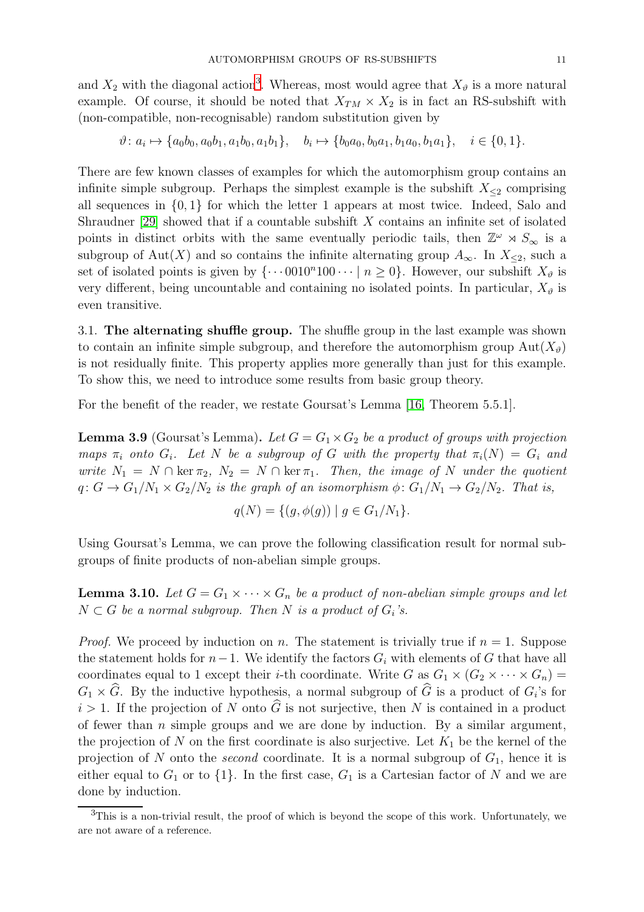and $X_2$ with the diagonal action[3]. Whereas, most would agree that $X_\vartheta$ is a more natural example. Of course, it should be noted that $X_{TM} \times X_2$ is in fact an RS-subshift with (non-compatible, non-recognisable) random substitution given by

$$\vartheta \colon a_i \mapsto \{a_0b_0, a_0b_1, a_1b_0, a_1b_1\}, \quad b_i \mapsto \{b_0a_0, b_0a_1, b_1a_0, b_1a_1\}, \quad i \in \{0,1\}.$$

There are few known classes of examples for which the automorphism group contains an infinite simple subgroup. Perhaps the simplest example is the subshift $X_{\leq 2}$ comprising all sequences in $\{0,1\}$ for which the letter 1 appears at most twice. Indeed, Salo and Shraudner [29] showed that if a countable subshift $X$ contains an infinite set of isolated points in distinct orbits with the same eventually periodic tails, then $\mathbb{Z}^\omega \rtimes S_\infty$ is a subgroup of $\mathrm{Aut}(X)$ and so contains the infinite alternating group $A_\infty$. In $X_{\leq 2}$, such a set of isolated points is given by $\{\cdots 0010^n100 \cdots \mid n \geq 0\}$. However, our subshift $X_\vartheta$ is very different, being uncountable and containing no isolated points. In particular, $X_\vartheta$ is even transitive.

### 3.1. The alternating shuffle group.

The shuffle group in the last example was shown to contain an infinite simple subgroup, and therefore the automorphism group $\mathrm{Aut}(X_\vartheta)$ is not residually finite. This property applies more generally than just for this example. To show this, we need to introduce some results from basic group theory.

For the benefit of the reader, we restate Goursat's Lemma [16, Theorem 5.5.1].

**Lemma 3.9** (Goursat's Lemma)**.** *Let $G = G_1 \times G_2$ be a product of groups with projection maps $\pi_i$ onto $G_i$. Let $N$ be a subgroup of $G$ with the property that $\pi_i(N) = G_i$ and write $N_1 = N \cap \ker \pi_2$, $N_2 = N \cap \ker \pi_1$. Then, the image of $N$ under the quotient $q \colon G \to G_1/N_1 \times G_2/N_2$ is the graph of an isomorphism $\phi \colon G_1/N_1 \to G_2/N_2$. That is,*

$$q(N) = \{(g, \phi(g)) \mid g \in G_1/N_1\}.$$

Using Goursat's Lemma, we can prove the following classification result for normal subgroups of finite products of non-abelian simple groups.

**Lemma 3.10.** *Let $G = G_1 \times \cdots \times G_n$ be a product of non-abelian simple groups and let $N \subset G$ be a normal subgroup. Then $N$ is a product of $G_i$'s.*

*Proof.* We proceed by induction on $n$. The statement is trivially true if $n = 1$. Suppose the statement holds for $n-1$. We identify the factors $G_i$ with elements of $G$ that have all coordinates equal to 1 except their $i$-th coordinate. Write $G$ as $G_1 \times (G_2 \times \cdots \times G_n) = G_1 \times \widehat{G}$. By the inductive hypothesis, a normal subgroup of $\widehat{G}$ is a product of $G_i$'s for $i > 1$. If the projection of $N$ onto $\widehat{G}$ is not surjective, then $N$ is contained in a product of fewer than $n$ simple groups and we are done by induction. By a similar argument, the projection of $N$ on the first coordinate is also surjective. Let $K_1$ be the kernel of the projection of $N$ onto the *second* coordinate. It is a normal subgroup of $G_1$, hence it is either equal to $G_1$ or to $\{1\}$. In the first case, $G_1$ is a Cartesian factor of $N$ and we are done by induction.

[3] This is a non-trivial result, the proof of which is beyond the scope of this work. Unfortunately, we are not aware of a reference.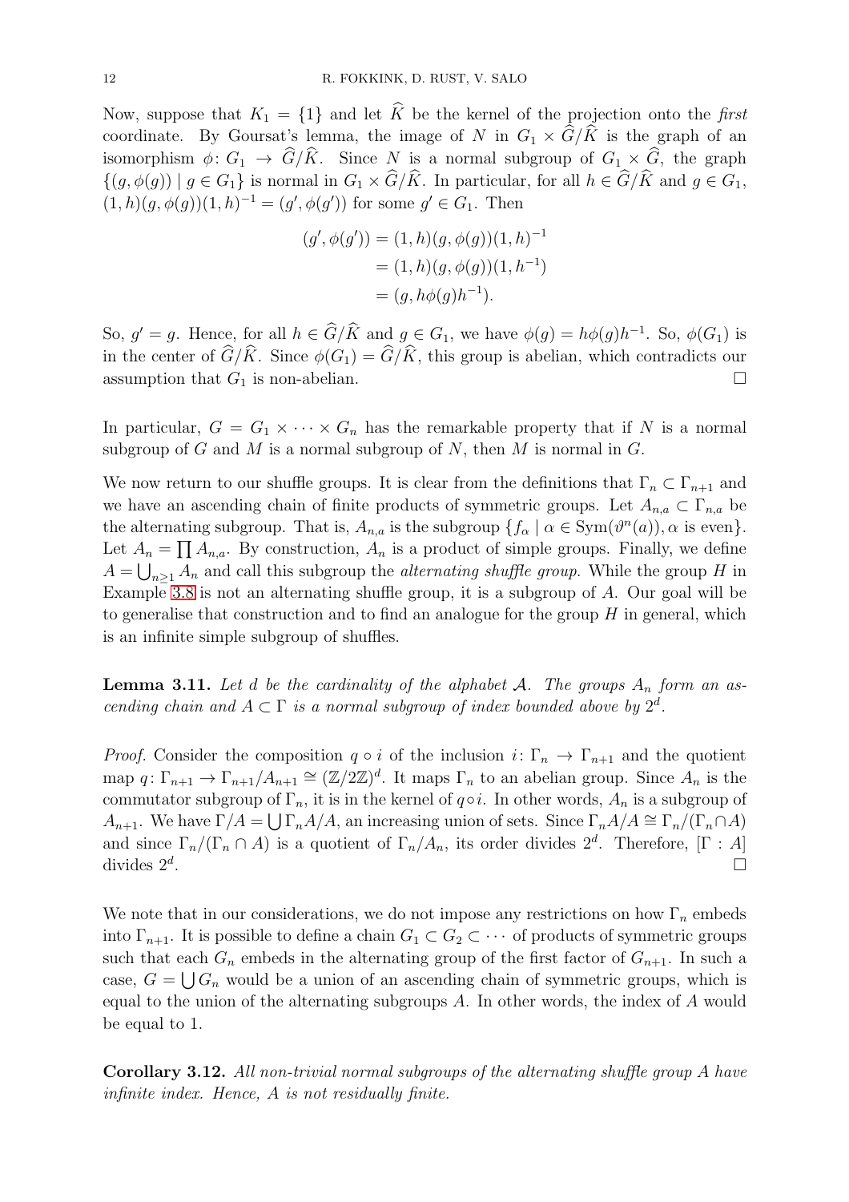Now, suppose that $K_1 = \{1\}$ and let $\widehat{K}$ be the kernel of the projection onto the *first* coordinate. By Goursat's lemma, the image of $N$ in $G_1 \times \widehat{G}/\widehat{K}$ is the graph of an isomorphism $\phi\colon G_1 \to \widehat{G}/\widehat{K}$. Since $N$ is a normal subgroup of $G_1 \times \widehat{G}$, the graph $\{(g, \phi(g)) \mid g \in G_1\}$ is normal in $G_1 \times \widehat{G}/\widehat{K}$. In particular, for all $h \in \widehat{G}/\widehat{K}$ and $g \in G_1$, $(1, h)(g, \phi(g))(1, h)^{-1} = (g', \phi(g'))$ for some $g' \in G_1$. Then

$$
\begin{aligned}
(g', \phi(g')) &= (1, h)(g, \phi(g))(1, h)^{-1} \\
&= (1, h)(g, \phi(g))(1, h^{-1}) \\
&= (g, h\phi(g)h^{-1}).
\end{aligned}
$$

So, $g' = g$. Hence, for all $h \in \widehat{G}/\widehat{K}$ and $g \in G_1$, we have $\phi(g) = h\phi(g)h^{-1}$. So, $\phi(G_1)$ is in the center of $\widehat{G}/\widehat{K}$. Since $\phi(G_1) = \widehat{G}/\widehat{K}$, this group is abelian, which contradicts our assumption that $G_1$ is non-abelian. □

In particular, $G = G_1 \times \cdots \times G_n$ has the remarkable property that if $N$ is a normal subgroup of $G$ and $M$ is a normal subgroup of $N$, then $M$ is normal in $G$.

We now return to our shuffle groups. It is clear from the definitions that $\Gamma_n \subset \Gamma_{n+1}$ and we have an ascending chain of finite products of symmetric groups. Let $A_{n,a} \subset \Gamma_{n,a}$ be the alternating subgroup. That is, $A_{n,a}$ is the subgroup $\{f_\alpha \mid \alpha \in \mathrm{Sym}(\vartheta^n(a)), \alpha \text{ is even}\}$. Let $A_n = \prod A_{n,a}$. By construction, $A_n$ is a product of simple groups. Finally, we define $A = \bigcup_{n \geq 1} A_n$ and call this subgroup the *alternating shuffle group*. While the group $H$ in Example 3.8 is not an alternating shuffle group, it is a subgroup of $A$. Our goal will be to generalise that construction and to find an analogue for the group $H$ in general, which is an infinite simple subgroup of shuffles.

**Lemma 3.11.** *Let $d$ be the cardinality of the alphabet $\mathcal{A}$. The groups $A_n$ form an ascending chain and $A \subset \Gamma$ is a normal subgroup of index bounded above by $2^d$.*

*Proof.* Consider the composition $q \circ i$ of the inclusion $i\colon \Gamma_n \to \Gamma_{n+1}$ and the quotient map $q\colon \Gamma_{n+1} \to \Gamma_{n+1}/A_{n+1} \cong (\mathbb{Z}/2\mathbb{Z})^d$. It maps $\Gamma_n$ to an abelian group. Since $A_n$ is the commutator subgroup of $\Gamma_n$, it is in the kernel of $q \circ i$. In other words, $A_n$ is a subgroup of $A_{n+1}$. We have $\Gamma/A = \bigcup \Gamma_n A/A$, an increasing union of sets. Since $\Gamma_n A/A \cong \Gamma_n/(\Gamma_n \cap A)$ and since $\Gamma_n/(\Gamma_n \cap A)$ is a quotient of $\Gamma_n/A_n$, its order divides $2^d$. Therefore, $[\Gamma : A]$ divides $2^d$. □

We note that in our considerations, we do not impose any restrictions on how $\Gamma_n$ embeds into $\Gamma_{n+1}$. It is possible to define a chain $G_1 \subset G_2 \subset \cdots$ of products of symmetric groups such that each $G_n$ embeds in the alternating group of the first factor of $G_{n+1}$. In such a case, $G = \bigcup G_n$ would be a union of an ascending chain of symmetric groups, which is equal to the union of the alternating subgroups $A$. In other words, the index of $A$ would be equal to 1.

**Corollary 3.12.** *All non-trivial normal subgroups of the alternating shuffle group $A$ have infinite index. Hence, $A$ is not residually finite.*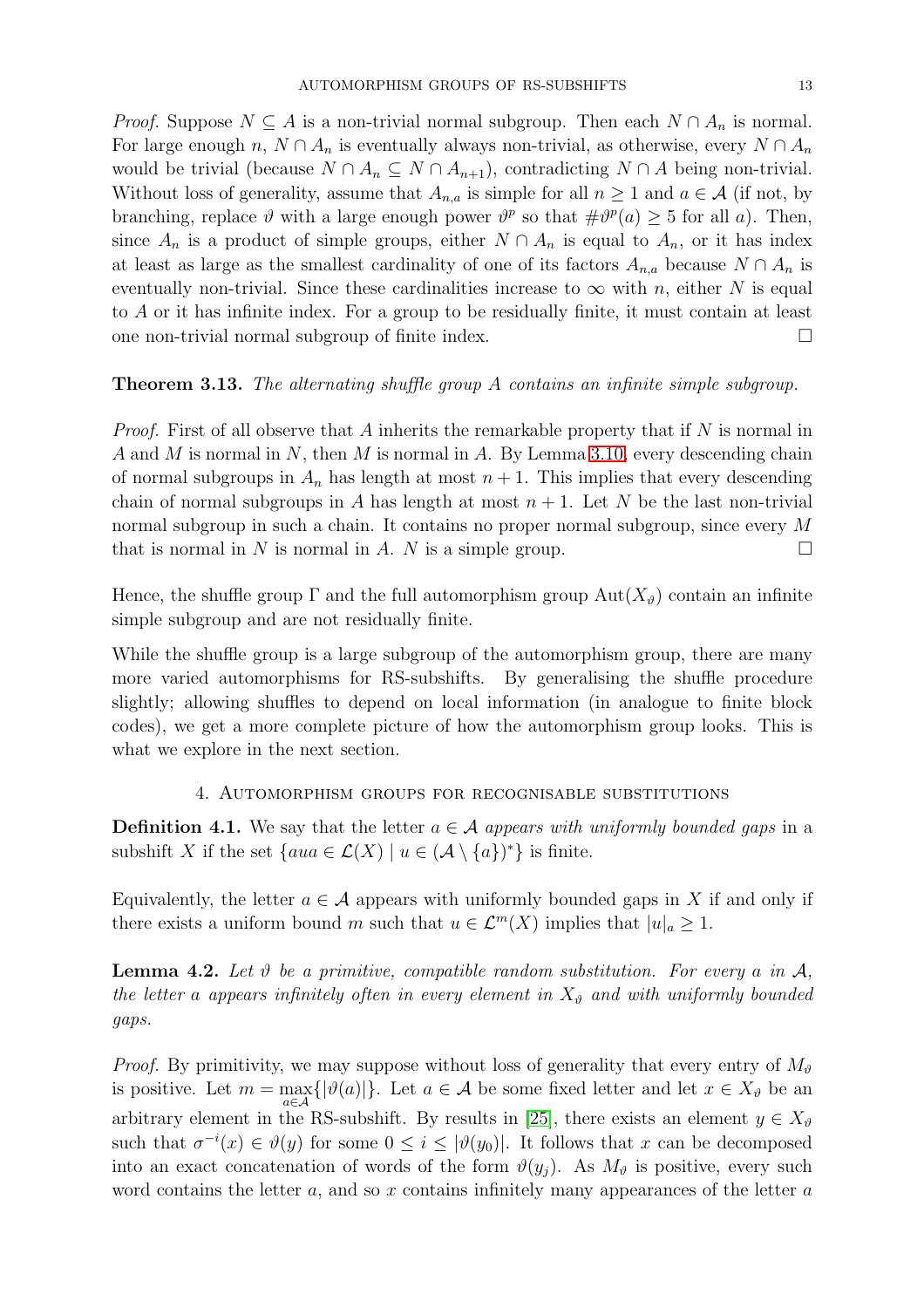*Proof.* Suppose $N \subseteq A$ is a non-trivial normal subgroup. Then each $N \cap A_n$ is normal. For large enough $n$, $N \cap A_n$ is eventually always non-trivial, as otherwise, every $N \cap A_n$ would be trivial (because $N \cap A_n \subseteq N \cap A_{n+1}$), contradicting $N \cap A$ being non-trivial. Without loss of generality, assume that $A_{n,a}$ is simple for all $n \geq 1$ and $a \in \mathcal{A}$ (if not, by branching, replace $\vartheta$ with a large enough power $\vartheta^p$ so that $\#\vartheta^p(a) \geq 5$ for all $a$). Then, since $A_n$ is a product of simple groups, either $N \cap A_n$ is equal to $A_n$, or it has index at least as large as the smallest cardinality of one of its factors $A_{n,a}$ because $N \cap A_n$ is eventually non-trivial. Since these cardinalities increase to $\infty$ with $n$, either $N$ is equal to $A$ or it has infinite index. For a group to be residually finite, it must contain at least one non-trivial normal subgroup of finite index. $\square$

**Theorem 3.13.** *The alternating shuffle group $A$ contains an infinite simple subgroup.*

*Proof.* First of all observe that $A$ inherits the remarkable property that if $N$ is normal in $A$ and $M$ is normal in $N$, then $M$ is normal in $A$. By Lemma 3.10, every descending chain of normal subgroups in $A_n$ has length at most $n + 1$. This implies that every descending chain of normal subgroups in $A$ has length at most $n + 1$. Let $N$ be the last non-trivial normal subgroup in such a chain. It contains no proper normal subgroup, since every $M$ that is normal in $N$ is normal in $A$. $N$ is a simple group. $\square$

Hence, the shuffle group $\Gamma$ and the full automorphism group $\mathrm{Aut}(X_\vartheta)$ contain an infinite simple subgroup and are not residually finite.

While the shuffle group is a large subgroup of the automorphism group, there are many more varied automorphisms for RS-subshifts. By generalising the shuffle procedure slightly; allowing shuffles to depend on local information (in analogue to finite block codes), we get a more complete picture of how the automorphism group looks. This is what we explore in the next section.

## 4. Automorphism groups for recognisable substitutions

**Definition 4.1.** We say that the letter $a \in \mathcal{A}$ *appears with uniformly bounded gaps* in a subshift $X$ if the set $\{aua \in \mathcal{L}(X) \mid u \in (\mathcal{A} \setminus \{a\})^*\}$ is finite.

Equivalently, the letter $a \in \mathcal{A}$ appears with uniformly bounded gaps in $X$ if and only if there exists a uniform bound $m$ such that $u \in \mathcal{L}^m(X)$ implies that $|u|_a \geq 1$.

**Lemma 4.2.** *Let $\vartheta$ be a primitive, compatible random substitution. For every $a$ in $\mathcal{A}$, the letter $a$ appears infinitely often in every element in $X_\vartheta$ and with uniformly bounded gaps.*

*Proof.* By primitivity, we may suppose without loss of generality that every entry of $M_\vartheta$ is positive. Let $m = \max_{a \in \mathcal{A}}\{|\vartheta(a)|\}$. Let $a \in \mathcal{A}$ be some fixed letter and let $x \in X_\vartheta$ be an arbitrary element in the RS-subshift. By results in [25], there exists an element $y \in X_\vartheta$ such that $\sigma^{-i}(x) \in \vartheta(y)$ for some $0 \leq i \leq |\vartheta(y_0)|$. It follows that $x$ can be decomposed into an exact concatenation of words of the form $\vartheta(y_j)$. As $M_\vartheta$ is positive, every such word contains the letter $a$, and so $x$ contains infinitely many appearances of the letter $a$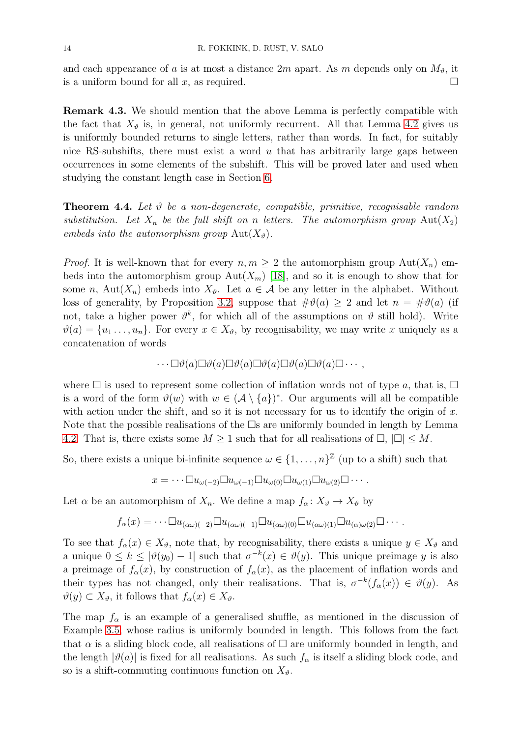and each appearance of $a$ is at most a distance $2m$ apart. As $m$ depends only on $M_\vartheta$, it is a uniform bound for all $x$, as required. □

**Remark 4.3.** We should mention that the above Lemma is perfectly compatible with the fact that $X_\vartheta$ is, in general, not uniformly recurrent. All that Lemma 4.2 gives us is uniformly bounded returns to single letters, rather than words. In fact, for suitably nice RS-subshifts, there must exist a word $u$ that has arbitrarily large gaps between occurrences in some elements of the subshift. This will be proved later and used when studying the constant length case in Section 6.

**Theorem 4.4.** *Let $\vartheta$ be a non-degenerate, compatible, primitive, recognisable random substitution. Let $X_n$ be the full shift on $n$ letters. The automorphism group $\mathrm{Aut}(X_2)$ embeds into the automorphism group $\mathrm{Aut}(X_\vartheta)$.*

*Proof.* It is well-known that for every $n, m \geq 2$ the automorphism group $\mathrm{Aut}(X_n)$ embeds into the automorphism group $\mathrm{Aut}(X_m)$ [18], and so it is enough to show that for some $n$, $\mathrm{Aut}(X_n)$ embeds into $X_\vartheta$. Let $a \in \mathcal{A}$ be any letter in the alphabet. Without loss of generality, by Proposition 3.2, suppose that $\#\vartheta(a) \geq 2$ and let $n = \#\vartheta(a)$ (if not, take a higher power $\vartheta^k$, for which all of the assumptions on $\vartheta$ still hold). Write $\vartheta(a) = \{u_1 \dots, u_n\}$. For every $x \in X_\vartheta$, by recognisability, we may write $x$ uniquely as a concatenation of words

$$\cdots \Box\vartheta(a)\Box\vartheta(a)\Box\vartheta(a)\Box\vartheta(a)\Box\vartheta(a)\Box\vartheta(a)\Box \cdots,$$

where $\Box$ is used to represent some collection of inflation words not of type $a$, that is, $\Box$ is a word of the form $\vartheta(w)$ with $w \in (\mathcal{A} \setminus \{a\})^*$. Our arguments will all be compatible with action under the shift, and so it is not necessary for us to identify the origin of $x$. Note that the possible realisations of the $\Box$s are uniformly bounded in length by Lemma 4.2. That is, there exists some $M \geq 1$ such that for all realisations of $\Box$, $|\Box| \leq M$.

So, there exists a unique bi-infinite sequence $\omega \in \{1, \dots, n\}^{\mathbb{Z}}$ (up to a shift) such that

$$x = \cdots \Box u_{\omega(-2)}\Box u_{\omega(-1)}\Box u_{\omega(0)}\Box u_{\omega(1)}\Box u_{\omega(2)}\Box \cdots.$$

Let $\alpha$ be an automorphism of $X_n$. We define a map $f_\alpha \colon X_\vartheta \to X_\vartheta$ by

$$f_\alpha(x) = \cdots \Box u_{(\alpha\omega)(-2)}\Box u_{(\alpha\omega)(-1)}\Box u_{(\alpha\omega)(0)}\Box u_{(\alpha\omega)(1)}\Box u_{(\alpha)\omega(2)}\Box \cdots.$$

To see that $f_\alpha(x) \in X_\vartheta$, note that, by recognisability, there exists a unique $y \in X_\vartheta$ and a unique $0 \leq k \leq |\vartheta(y_0) - 1|$ such that $\sigma^{-k}(x) \in \vartheta(y)$. This unique preimage $y$ is also a preimage of $f_\alpha(x)$, by construction of $f_\alpha(x)$, as the placement of inflation words and their types has not changed, only their realisations. That is, $\sigma^{-k}(f_\alpha(x)) \in \vartheta(y)$. As $\vartheta(y) \subset X_\vartheta$, it follows that $f_\alpha(x) \in X_\vartheta$.

The map $f_\alpha$ is an example of a generalised shuffle, as mentioned in the discussion of Example 3.5, whose radius is uniformly bounded in length. This follows from the fact that $\alpha$ is a sliding block code, all realisations of $\Box$ are uniformly bounded in length, and the length $|\vartheta(a)|$ is fixed for all realisations. As such $f_\alpha$ is itself a sliding block code, and so is a shift-commuting continuous function on $X_\vartheta$.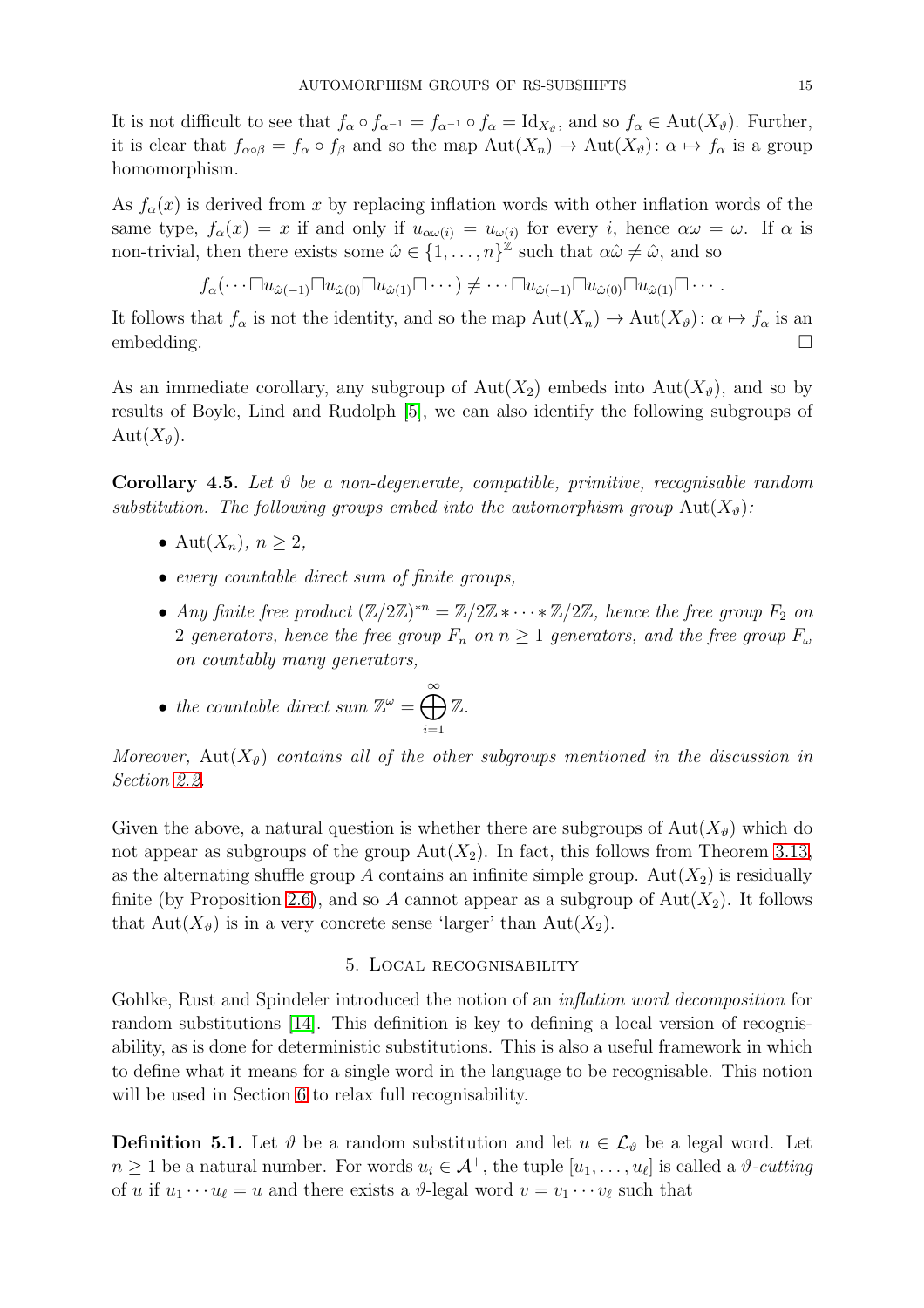It is not difficult to see that $f_\alpha \circ f_{\alpha^{-1}} = f_{\alpha^{-1}} \circ f_\alpha = \mathrm{Id}_{X_\vartheta}$, and so $f_\alpha \in \mathrm{Aut}(X_\vartheta)$. Further, it is clear that $f_{\alpha\circ\beta} = f_\alpha \circ f_\beta$ and so the map $\mathrm{Aut}(X_n) \to \mathrm{Aut}(X_\vartheta)\colon \alpha \mapsto f_\alpha$ is a group homomorphism.

As $f_\alpha(x)$ is derived from $x$ by replacing inflation words with other inflation words of the same type, $f_\alpha(x) = x$ if and only if $u_{\alpha\omega(i)} = u_{\omega(i)}$ for every $i$, hence $\alpha\omega = \omega$. If $\alpha$ is non-trivial, then there exists some $\hat{\omega} \in \{1, \ldots, n\}^{\mathbb{Z}}$ such that $\alpha\hat{\omega} \neq \hat{\omega}$, and so

$$f_\alpha(\cdots \Box u_{\hat{\omega}(-1)} \Box u_{\hat{\omega}(0)} \Box u_{\hat{\omega}(1)} \Box \cdots) \neq \cdots \Box u_{\hat{\omega}(-1)} \Box u_{\hat{\omega}(0)} \Box u_{\hat{\omega}(1)} \Box \cdots .$$

It follows that $f_\alpha$ is not the identity, and so the map $\mathrm{Aut}(X_n) \to \mathrm{Aut}(X_\vartheta)\colon \alpha \mapsto f_\alpha$ is an embedding. $\square$

As an immediate corollary, any subgroup of $\mathrm{Aut}(X_2)$ embeds into $\mathrm{Aut}(X_\vartheta)$, and so by results of Boyle, Lind and Rudolph [5], we can also identify the following subgroups of $\mathrm{Aut}(X_\vartheta)$.

**Corollary 4.5.** *Let $\vartheta$ be a non-degenerate, compatible, primitive, recognisable random substitution. The following groups embed into the automorphism group $\mathrm{Aut}(X_\vartheta)$:*

- $\mathrm{Aut}(X_n)$*, $n \geq 2$,*
- *every countable direct sum of finite groups,*
- *Any finite free product $(\mathbb{Z}/2\mathbb{Z})^{*n} = \mathbb{Z}/2\mathbb{Z} * \cdots * \mathbb{Z}/2\mathbb{Z}$, hence the free group $F_2$ on 2 generators, hence the free group $F_n$ on $n \geq 1$ generators, and the free group $F_\omega$ on countably many generators,*
- *the countable direct sum $\mathbb{Z}^\omega = \displaystyle\bigoplus_{i=1}^{\infty} \mathbb{Z}$.*

*Moreover,* $\mathrm{Aut}(X_\vartheta)$ *contains all of the other subgroups mentioned in the discussion in Section 2.2.*

Given the above, a natural question is whether there are subgroups of $\mathrm{Aut}(X_\vartheta)$ which do not appear as subgroups of the group $\mathrm{Aut}(X_2)$. In fact, this follows from Theorem 3.13, as the alternating shuffle group $A$ contains an infinite simple group. $\mathrm{Aut}(X_2)$ is residually finite (by Proposition 2.6), and so $A$ cannot appear as a subgroup of $\mathrm{Aut}(X_2)$. It follows that $\mathrm{Aut}(X_\vartheta)$ is in a very concrete sense 'larger' than $\mathrm{Aut}(X_2)$.

## 5. Local recognisability

Gohlke, Rust and Spindeler introduced the notion of an *inflation word decomposition* for random substitutions [14]. This definition is key to defining a local version of recognisability, as is done for deterministic substitutions. This is also a useful framework in which to define what it means for a single word in the language to be recognisable. This notion will be used in Section 6 to relax full recognisability.

**Definition 5.1.** Let $\vartheta$ be a random substitution and let $u \in \mathcal{L}_\vartheta$ be a legal word. Let $n \geq 1$ be a natural number. For words $u_i \in \mathcal{A}^+$, the tuple $[u_1, \ldots, u_\ell]$ is called a *$\vartheta$-cutting* of $u$ if $u_1 \cdots u_\ell = u$ and there exists a $\vartheta$-legal word $v = v_1 \cdots v_\ell$ such that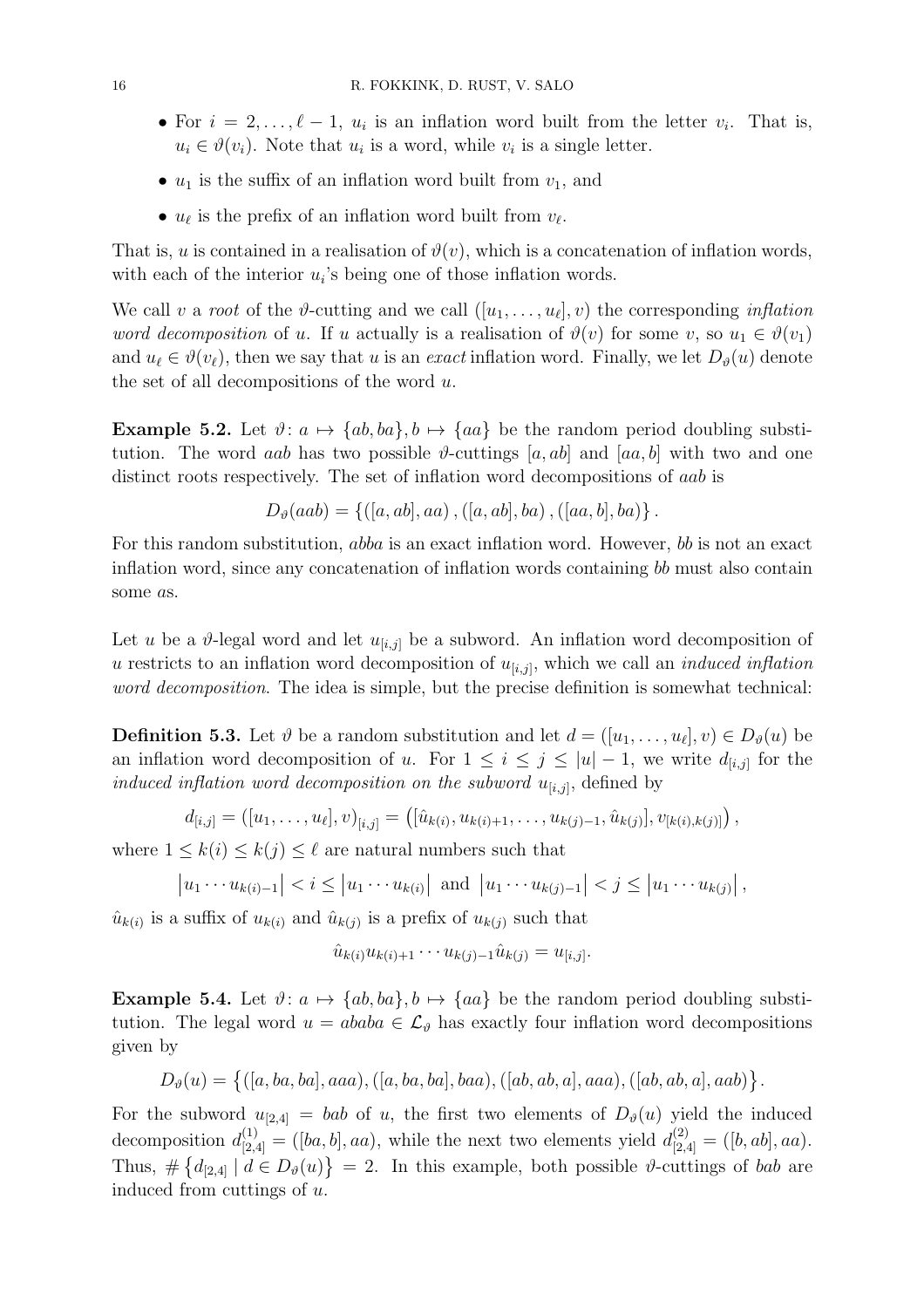- For $i = 2, \ldots, \ell - 1$, $u_i$ is an inflation word built from the letter $v_i$. That is, $u_i \in \vartheta(v_i)$. Note that $u_i$ is a word, while $v_i$ is a single letter.
- $u_1$ is the suffix of an inflation word built from $v_1$, and
- $u_\ell$ is the prefix of an inflation word built from $v_\ell$.

That is, $u$ is contained in a realisation of $\vartheta(v)$, which is a concatenation of inflation words, with each of the interior $u_i$'s being one of those inflation words.

We call $v$ a *root* of the $\vartheta$-cutting and we call $([u_1, \ldots, u_\ell], v)$ the corresponding *inflation word decomposition* of $u$. If $u$ actually is a realisation of $\vartheta(v)$ for some $v$, so $u_1 \in \vartheta(v_1)$ and $u_\ell \in \vartheta(v_\ell)$, then we say that $u$ is an *exact* inflation word. Finally, we let $D_\vartheta(u)$ denote the set of all decompositions of the word $u$.

**Example 5.2.** Let $\vartheta\colon a \mapsto \{ab, ba\}, b \mapsto \{aa\}$ be the random period doubling substitution. The word $aab$ has two possible $\vartheta$-cuttings $[a, ab]$ and $[aa, b]$ with two and one distinct roots respectively. The set of inflation word decompositions of $aab$ is

$$D_\vartheta(aab) = \{([a, ab], aa), ([a, ab], ba), ([aa, b], ba)\}.$$

For this random substitution, $abba$ is an exact inflation word. However, $bb$ is not an exact inflation word, since any concatenation of inflation words containing $bb$ must also contain some $a$s.

Let $u$ be a $\vartheta$-legal word and let $u_{[i,j]}$ be a subword. An inflation word decomposition of $u$ restricts to an inflation word decomposition of $u_{[i,j]}$, which we call an *induced inflation word decomposition*. The idea is simple, but the precise definition is somewhat technical:

**Definition 5.3.** Let $\vartheta$ be a random substitution and let $d = ([u_1, \ldots, u_\ell], v) \in D_\vartheta(u)$ be an inflation word decomposition of $u$. For $1 \leq i \leq j \leq |u| - 1$, we write $d_{[i,j]}$ for the *induced inflation word decomposition on the subword* $u_{[i,j]}$, defined by

$$d_{[i,j]} = ([u_1, \ldots, u_\ell], v)_{[i,j]} = \left([\hat{u}_{k(i)}, u_{k(i)+1}, \ldots, u_{k(j)-1}, \hat{u}_{k(j)}], v_{[k(i),k(j)]}\right),$$

where $1 \leq k(i) \leq k(j) \leq \ell$ are natural numbers such that

$$\left|u_1 \cdots u_{k(i)-1}\right| < i \leq \left|u_1 \cdots u_{k(i)}\right| \text{ and } \left|u_1 \cdots u_{k(j)-1}\right| < j \leq \left|u_1 \cdots u_{k(j)}\right|,$$

$\hat{u}_{k(i)}$ is a suffix of $u_{k(i)}$ and $\hat{u}_{k(j)}$ is a prefix of $u_{k(j)}$ such that

$$\hat{u}_{k(i)} u_{k(i)+1} \cdots u_{k(j)-1} \hat{u}_{k(j)} = u_{[i,j]}.$$

**Example 5.4.** Let $\vartheta\colon a \mapsto \{ab, ba\}, b \mapsto \{aa\}$ be the random period doubling substitution. The legal word $u = ababa \in \mathcal{L}_\vartheta$ has exactly four inflation word decompositions given by

$$D_\vartheta(u) = \left\{([a, ba, ba], aaa), ([a, ba, ba], baa), ([ab, ab, a], aaa), ([ab, ab, a], aab)\right\}.$$

For the subword $u_{[2,4]} = bab$ of $u$, the first two elements of $D_\vartheta(u)$ yield the induced decomposition $d^{(1)}_{[2,4]} = ([ba, b], aa)$, while the next two elements yield $d^{(2)}_{[2,4]} = ([b, ab], aa)$. Thus, $\#\left\{d_{[2,4]} \mid d \in D_\vartheta(u)\right\} = 2$. In this example, both possible $\vartheta$-cuttings of $bab$ are induced from cuttings of $u$.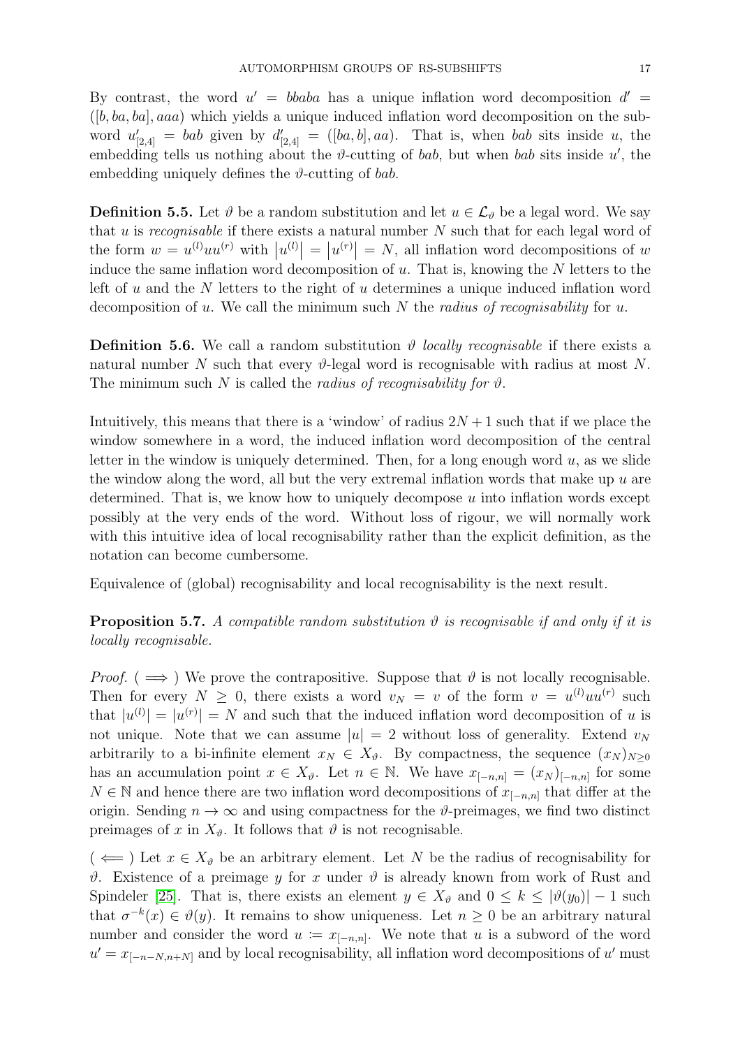By contrast, the word $u' = bbaba$ has a unique inflation word decomposition $d' = ([b, ba, ba], aaa)$ which yields a unique induced inflation word decomposition on the subword $u'_{[2,4]} = bab$ given by $d'_{[2,4]} = ([ba, b], aa)$. That is, when $bab$ sits inside $u$, the embedding tells us nothing about the $\vartheta$-cutting of $bab$, but when $bab$ sits inside $u'$, the embedding uniquely defines the $\vartheta$-cutting of $bab$.

**Definition 5.5.** Let $\vartheta$ be a random substitution and let $u \in \mathcal{L}_\vartheta$ be a legal word. We say that $u$ is *recognisable* if there exists a natural number $N$ such that for each legal word of the form $w = u^{(l)}uu^{(r)}$ with $|u^{(l)}| = |u^{(r)}| = N$, all inflation word decompositions of $w$ induce the same inflation word decomposition of $u$. That is, knowing the $N$ letters to the left of $u$ and the $N$ letters to the right of $u$ determines a unique induced inflation word decomposition of $u$. We call the minimum such $N$ the *radius of recognisability* for $u$.

**Definition 5.6.** We call a random substitution $\vartheta$ *locally recognisable* if there exists a natural number $N$ such that every $\vartheta$-legal word is recognisable with radius at most $N$. The minimum such $N$ is called the *radius of recognisability for* $\vartheta$.

Intuitively, this means that there is a 'window' of radius $2N + 1$ such that if we place the window somewhere in a word, the induced inflation word decomposition of the central letter in the window is uniquely determined. Then, for a long enough word $u$, as we slide the window along the word, all but the very extremal inflation words that make up $u$ are determined. That is, we know how to uniquely decompose $u$ into inflation words except possibly at the very ends of the word. Without loss of rigour, we will normally work with this intuitive idea of local recognisability rather than the explicit definition, as the notation can become cumbersome.

Equivalence of (global) recognisability and local recognisability is the next result.

**Proposition 5.7.** *A compatible random substitution $\vartheta$ is recognisable if and only if it is locally recognisable.*

*Proof.* ($\implies$) We prove the contrapositive. Suppose that $\vartheta$ is not locally recognisable. Then for every $N \geq 0$, there exists a word $v_N = v$ of the form $v = u^{(l)}uu^{(r)}$ such that $|u^{(l)}| = |u^{(r)}| = N$ and such that the induced inflation word decomposition of $u$ is not unique. Note that we can assume $|u| = 2$ without loss of generality. Extend $v_N$ arbitrarily to a bi-infinite element $x_N \in X_\vartheta$. By compactness, the sequence $(x_N)_{N\geq 0}$ has an accumulation point $x \in X_\vartheta$. Let $n \in \mathbb{N}$. We have $x_{[-n,n]} = (x_N)_{[-n,n]}$ for some $N \in \mathbb{N}$ and hence there are two inflation word decompositions of $x_{[-n,n]}$ that differ at the origin. Sending $n \to \infty$ and using compactness for the $\vartheta$-preimages, we find two distinct preimages of $x$ in $X_\vartheta$. It follows that $\vartheta$ is not recognisable.

($\impliedby$) Let $x \in X_\vartheta$ be an arbitrary element. Let $N$ be the radius of recognisability for $\vartheta$. Existence of a preimage $y$ for $x$ under $\vartheta$ is already known from work of Rust and Spindeler [25]. That is, there exists an element $y \in X_\vartheta$ and $0 \leq k \leq |\vartheta(y_0)| - 1$ such that $\sigma^{-k}(x) \in \vartheta(y)$. It remains to show uniqueness. Let $n \geq 0$ be an arbitrary natural number and consider the word $u := x_{[-n,n]}$. We note that $u$ is a subword of the word $u' = x_{[-n-N,n+N]}$ and by local recognisability, all inflation word decompositions of $u'$ must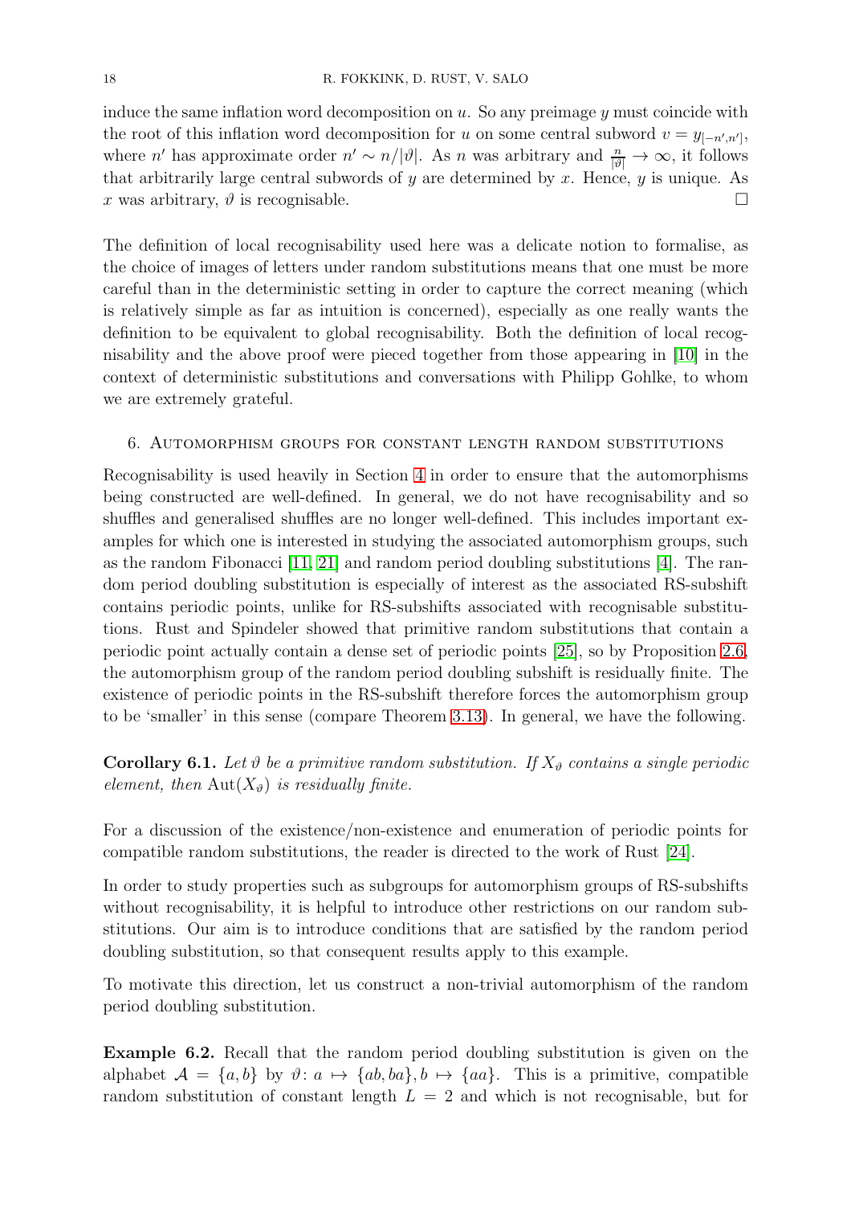induce the same inflation word decomposition on $u$. So any preimage $y$ must coincide with the root of this inflation word decomposition for $u$ on some central subword $v = y_{[-n',n']}$, where $n'$ has approximate order $n' \sim n/|\vartheta|$. As $n$ was arbitrary and $\frac{n}{|\vartheta|} \to \infty$, it follows that arbitrarily large central subwords of $y$ are determined by $x$. Hence, $y$ is unique. As $x$ was arbitrary, $\vartheta$ is recognisable. □

The definition of local recognisability used here was a delicate notion to formalise, as the choice of images of letters under random substitutions means that one must be more careful than in the deterministic setting in order to capture the correct meaning (which is relatively simple as far as intuition is concerned), especially as one really wants the definition to be equivalent to global recognisability. Both the definition of local recognisability and the above proof were pieced together from those appearing in [10] in the context of deterministic substitutions and conversations with Philipp Gohlke, to whom we are extremely grateful.

## 6. Automorphism groups for constant length random substitutions

Recognisability is used heavily in Section 4 in order to ensure that the automorphisms being constructed are well-defined. In general, we do not have recognisability and so shuffles and generalised shuffles are no longer well-defined. This includes important examples for which one is interested in studying the associated automorphism groups, such as the random Fibonacci [11, 21] and random period doubling substitutions [4]. The random period doubling substitution is especially of interest as the associated RS-subshift contains periodic points, unlike for RS-subshifts associated with recognisable substitutions. Rust and Spindeler showed that primitive random substitutions that contain a periodic point actually contain a dense set of periodic points [25], so by Proposition 2.6, the automorphism group of the random period doubling subshift is residually finite. The existence of periodic points in the RS-subshift therefore forces the automorphism group to be 'smaller' in this sense (compare Theorem 3.13). In general, we have the following.

**Corollary 6.1.** *Let $\vartheta$ be a primitive random substitution. If $X_\vartheta$ contains a single periodic element, then $\mathrm{Aut}(X_\vartheta)$ is residually finite.*

For a discussion of the existence/non-existence and enumeration of periodic points for compatible random substitutions, the reader is directed to the work of Rust [24].

In order to study properties such as subgroups for automorphism groups of RS-subshifts without recognisability, it is helpful to introduce other restrictions on our random substitutions. Our aim is to introduce conditions that are satisfied by the random period doubling substitution, so that consequent results apply to this example.

To motivate this direction, let us construct a non-trivial automorphism of the random period doubling substitution.

**Example 6.2.** Recall that the random period doubling substitution is given on the alphabet $\mathcal{A} = \{a, b\}$ by $\vartheta \colon a \mapsto \{ab, ba\}, b \mapsto \{aa\}$. This is a primitive, compatible random substitution of constant length $L = 2$ and which is not recognisable, but for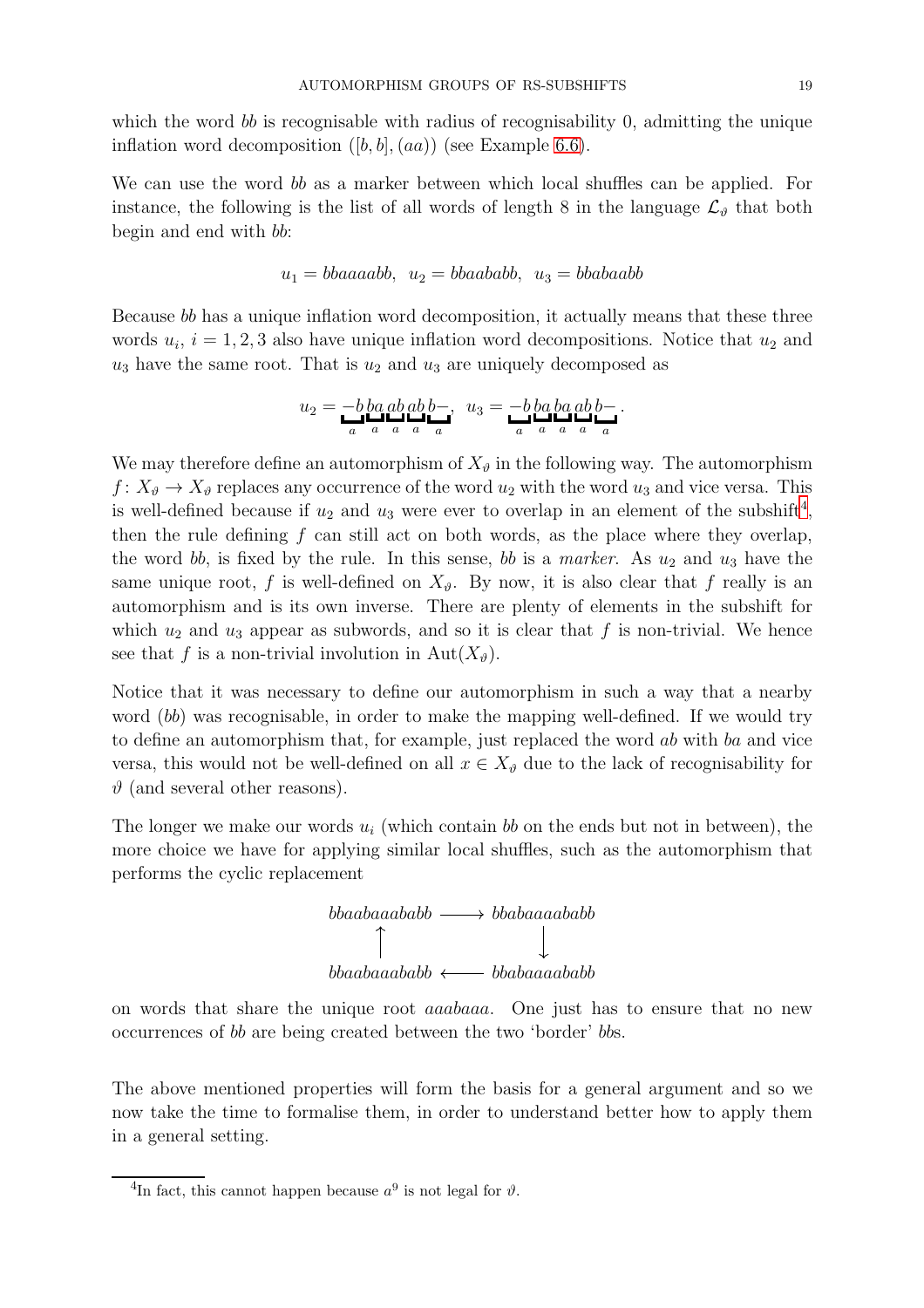which the word $bb$ is recognisable with radius of recognisability 0, admitting the unique inflation word decomposition $([b,b],(aa))$ (see Example 6.6).

We can use the word $bb$ as a marker between which local shuffles can be applied. For instance, the following is the list of all words of length 8 in the language $\mathcal{L}_\vartheta$ that both begin and end with $bb$:

$$u_1 = bbaaaabb, \;\; u_2 = bbaababb, \;\; u_3 = bbabaabb$$

Because $bb$ has a unique inflation word decomposition, it actually means that these three words $u_i$, $i = 1,2,3$ also have unique inflation word decompositions. Notice that $u_2$ and $u_3$ have the same root. That is $u_2$ and $u_3$ are uniquely decomposed as

$$u_2 = \underbrace{-b}_{a}\underbrace{ba}_{a}\underbrace{ab}_{a}\underbrace{ab}_{a}\underbrace{b-}_{a}, \;\; u_3 = \underbrace{-b}_{a}\underbrace{ba}_{a}\underbrace{ba}_{a}\underbrace{ab}_{a}\underbrace{b-}_{a}.$$

We may therefore define an automorphism of $X_\vartheta$ in the following way. The automorphism $f\colon X_\vartheta \to X_\vartheta$ replaces any occurrence of the word $u_2$ with the word $u_3$ and vice versa. This is well-defined because if $u_2$ and $u_3$ were ever to overlap in an element of the subshift[4], then the rule defining $f$ can still act on both words, as the place where they overlap, the word $bb$, is fixed by the rule. In this sense, $bb$ is a *marker*. As $u_2$ and $u_3$ have the same unique root, $f$ is well-defined on $X_\vartheta$. By now, it is also clear that $f$ really is an automorphism and is its own inverse. There are plenty of elements in the subshift for which $u_2$ and $u_3$ appear as subwords, and so it is clear that $f$ is non-trivial. We hence see that $f$ is a non-trivial involution in $\mathrm{Aut}(X_\vartheta)$.

Notice that it was necessary to define our automorphism in such a way that a nearby word ($bb$) was recognisable, in order to make the mapping well-defined. If we would try to define an automorphism that, for example, just replaced the word $ab$ with $ba$ and vice versa, this would not be well-defined on all $x \in X_\vartheta$ due to the lack of recognisability for $\vartheta$ (and several other reasons).

The longer we make our words $u_i$ (which contain $bb$ on the ends but not in between), the more choice we have for applying similar local shuffles, such as the automorphism that performs the cyclic replacement

$$\begin{array}{ccc} bbaabaaababb & \longrightarrow & bbabaaaababb \\ \uparrow & & \downarrow \\ bbaabaaababb & \longleftarrow & bbabaaaababb \end{array}$$

on words that share the unique root $aaabaaa$. One just has to ensure that no new occurrences of $bb$ are being created between the two 'border' $bb$s.

The above mentioned properties will form the basis for a general argument and so we now take the time to formalise them, in order to understand better how to apply them in a general setting.

[4] In fact, this cannot happen because $a^9$ is not legal for $\vartheta$.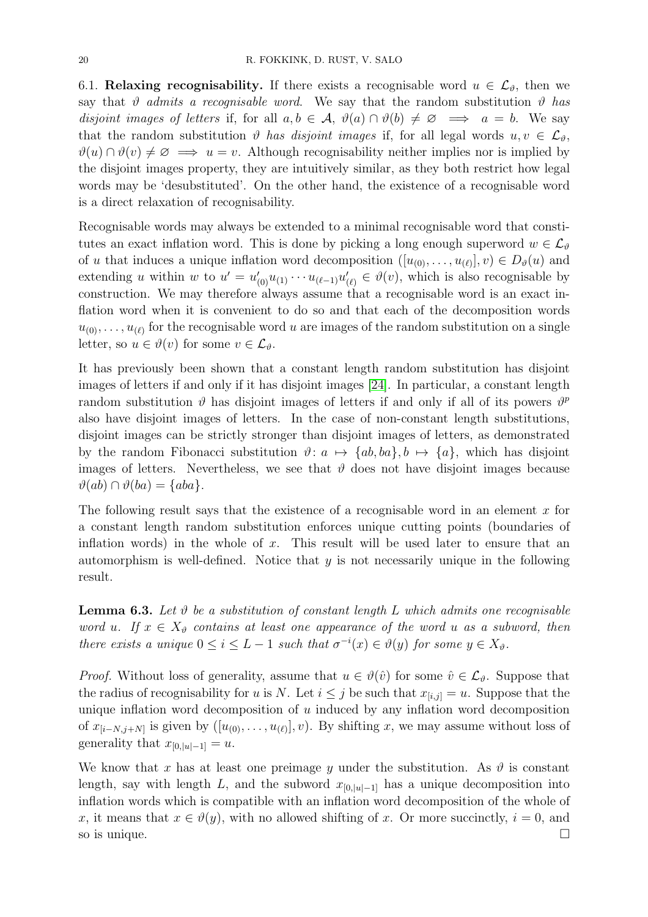6.1. **Relaxing recognisability.** If there exists a recognisable word $u \in \mathcal{L}_\vartheta$, then we say that $\vartheta$ *admits a recognisable word*. We say that the random substitution $\vartheta$ *has disjoint images of letters* if, for all $a, b \in \mathcal{A}$, $\vartheta(a) \cap \vartheta(b) \neq \varnothing \implies a = b$. We say that the random substitution $\vartheta$ *has disjoint images* if, for all legal words $u, v \in \mathcal{L}_\vartheta$, $\vartheta(u) \cap \vartheta(v) \neq \varnothing \implies u = v$. Although recognisability neither implies nor is implied by the disjoint images property, they are intuitively similar, as they both restrict how legal words may be 'desubstituted'. On the other hand, the existence of a recognisable word is a direct relaxation of recognisability.

Recognisable words may always be extended to a minimal recognisable word that constitutes an exact inflation word. This is done by picking a long enough superword $w \in \mathcal{L}_\vartheta$ of $u$ that induces a unique inflation word decomposition $([u_{(0)}, \ldots, u_{(\ell)}], v) \in D_\vartheta(u)$ and extending $u$ within $w$ to $u' = u'_{(0)} u_{(1)} \cdots u_{(\ell-1)} u'_{(\ell)} \in \vartheta(v)$, which is also recognisable by construction. We may therefore always assume that a recognisable word is an exact inflation word when it is convenient to do so and that each of the decomposition words $u_{(0)}, \ldots, u_{(\ell)}$ for the recognisable word $u$ are images of the random substitution on a single letter, so $u \in \vartheta(v)$ for some $v \in \mathcal{L}_\vartheta$.

It has previously been shown that a constant length random substitution has disjoint images of letters if and only if it has disjoint images [24]. In particular, a constant length random substitution $\vartheta$ has disjoint images of letters if and only if all of its powers $\vartheta^p$ also have disjoint images of letters. In the case of non-constant length substitutions, disjoint images can be strictly stronger than disjoint images of letters, as demonstrated by the random Fibonacci substitution $\vartheta \colon a \mapsto \{ab, ba\}, b \mapsto \{a\}$, which has disjoint images of letters. Nevertheless, we see that $\vartheta$ does not have disjoint images because $\vartheta(ab) \cap \vartheta(ba) = \{aba\}$.

The following result says that the existence of a recognisable word in an element $x$ for a constant length random substitution enforces unique cutting points (boundaries of inflation words) in the whole of $x$. This result will be used later to ensure that an automorphism is well-defined. Notice that $y$ is not necessarily unique in the following result.

**Lemma 6.3.** *Let $\vartheta$ be a substitution of constant length $L$ which admits one recognisable word $u$. If $x \in X_\vartheta$ contains at least one appearance of the word $u$ as a subword, then there exists a unique $0 \leq i \leq L-1$ such that $\sigma^{-i}(x) \in \vartheta(y)$ for some $y \in X_\vartheta$.*

*Proof.* Without loss of generality, assume that $u \in \vartheta(\hat{v})$ for some $\hat{v} \in \mathcal{L}_\vartheta$. Suppose that the radius of recognisability for $u$ is $N$. Let $i \leq j$ be such that $x_{[i,j]} = u$. Suppose that the unique inflation word decomposition of $u$ induced by any inflation word decomposition of $x_{[i-N,j+N]}$ is given by $([u_{(0)}, \ldots, u_{(\ell)}], v)$. By shifting $x$, we may assume without loss of generality that $x_{[0,|u|-1]} = u$.

We know that $x$ has at least one preimage $y$ under the substitution. As $\vartheta$ is constant length, say with length $L$, and the subword $x_{[0,|u|-1]}$ has a unique decomposition into inflation words which is compatible with an inflation word decomposition of the whole of $x$, it means that $x \in \vartheta(y)$, with no allowed shifting of $x$. Or more succinctly, $i = 0$, and so is unique. $\square$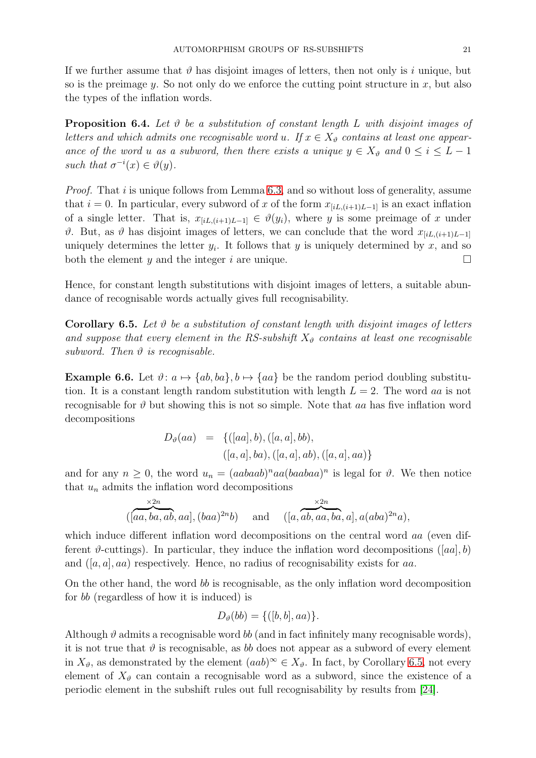If we further assume that $\vartheta$ has disjoint images of letters, then not only is $i$ unique, but so is the preimage $y$. So not only do we enforce the cutting point structure in $x$, but also the types of the inflation words.

**Proposition 6.4.** *Let $\vartheta$ be a substitution of constant length $L$ with disjoint images of letters and which admits one recognisable word $u$. If $x \in X_\vartheta$ contains at least one appearance of the word $u$ as a subword, then there exists a unique $y \in X_\vartheta$ and $0 \leq i \leq L-1$ such that $\sigma^{-i}(x) \in \vartheta(y)$.*

*Proof.* That $i$ is unique follows from Lemma 6.3, and so without loss of generality, assume that $i = 0$. In particular, every subword of $x$ of the form $x_{[iL,(i+1)L-1]}$ is an exact inflation of a single letter. That is, $x_{[iL,(i+1)L-1]} \in \vartheta(y_i)$, where $y$ is some preimage of $x$ under $\vartheta$. But, as $\vartheta$ has disjoint images of letters, we can conclude that the word $x_{[iL,(i+1)L-1]}$ uniquely determines the letter $y_i$. It follows that $y$ is uniquely determined by $x$, and so both the element $y$ and the integer $i$ are unique. □

Hence, for constant length substitutions with disjoint images of letters, a suitable abundance of recognisable words actually gives full recognisability.

**Corollary 6.5.** *Let $\vartheta$ be a substitution of constant length with disjoint images of letters and suppose that every element in the RS-subshift $X_\vartheta$ contains at least one recognisable subword. Then $\vartheta$ is recognisable.*

**Example 6.6.** Let $\vartheta\colon a \mapsto \{ab, ba\}, b \mapsto \{aa\}$ be the random period doubling substitution. It is a constant length random substitution with length $L = 2$. The word $aa$ is not recognisable for $\vartheta$ but showing this is not so simple. Note that $aa$ has five inflation word decompositions

$$
\begin{aligned}
D_\vartheta(aa) &= \{([aa], b), ([a, a], bb), \\
&\qquad ([a, a], ba), ([a, a], ab), ([a, a], aa)\}
\end{aligned}
$$

and for any $n \geq 0$, the word $u_n = (aabaab)^n aa (baabaa)^n$ is legal for $\vartheta$. We then notice that $u_n$ admits the inflation word decompositions

$$
([\overbrace{aa, ba, ab}^{\times 2n}, aa], (baa)^{2n} b) \quad \text{and} \quad ([a, \overbrace{ab, aa, ba}^{\times 2n}, a], a(aba)^{2n} a),
$$

which induce different inflation word decompositions on the central word $aa$ (even different $\vartheta$-cuttings). In particular, they induce the inflation word decompositions $([aa], b)$ and $([a, a], aa)$ respectively. Hence, no radius of recognisability exists for $aa$.

On the other hand, the word $bb$ is recognisable, as the only inflation word decomposition for $bb$ (regardless of how it is induced) is

$$
D_\vartheta(bb) = \{([b, b], aa)\}.
$$

Although $\vartheta$ admits a recognisable word $bb$ (and in fact infinitely many recognisable words), it is not true that $\vartheta$ is recognisable, as $bb$ does not appear as a subword of every element in $X_\vartheta$, as demonstrated by the element $(aab)^\infty \in X_\vartheta$. In fact, by Corollary 6.5, not every element of $X_\vartheta$ can contain a recognisable word as a subword, since the existence of a periodic element in the subshift rules out full recognisability by results from [24].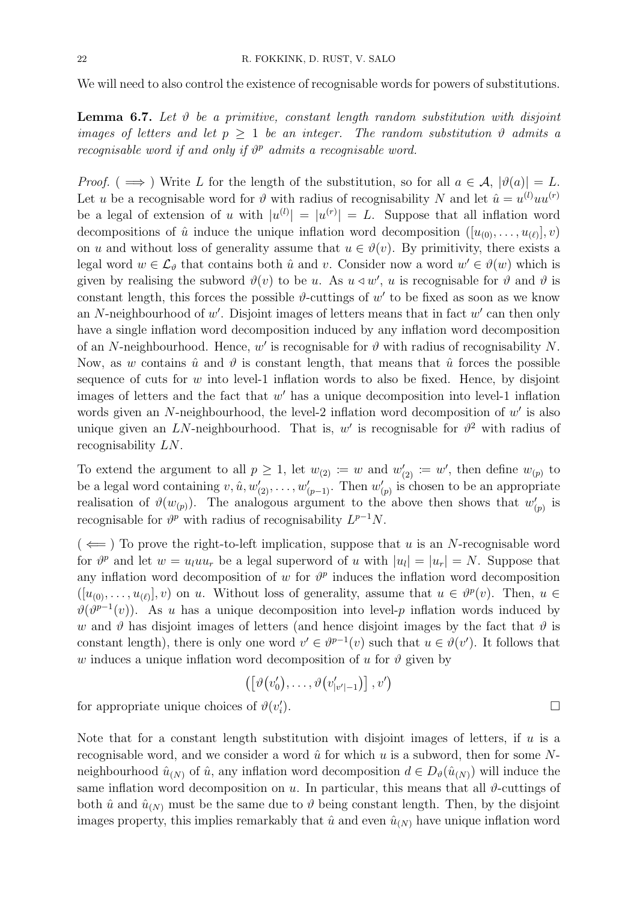We will need to also control the existence of recognisable words for powers of substitutions.

**Lemma 6.7.** *Let $\vartheta$ be a primitive, constant length random substitution with disjoint images of letters and let $p \geq 1$ be an integer. The random substitution $\vartheta$ admits a recognisable word if and only if $\vartheta^p$ admits a recognisable word.*

*Proof.* ( $\Longrightarrow$ ) Write $L$ for the length of the substitution, so for all $a \in \mathcal{A}$, $|\vartheta(a)| = L$. Let $u$ be a recognisable word for $\vartheta$ with radius of recognisability $N$ and let $\hat{u} = u^{(l)}uu^{(r)}$ be a legal of extension of $u$ with $|u^{(l)}| = |u^{(r)}| = L$. Suppose that all inflation word decompositions of $\hat{u}$ induce the unique inflation word decomposition $([u_{(0)}, \ldots, u_{(\ell)}], v)$ on $u$ and without loss of generality assume that $u \in \vartheta(v)$. By primitivity, there exists a legal word $w \in \mathcal{L}_\vartheta$ that contains both $\hat{u}$ and $v$. Consider now a word $w' \in \vartheta(w)$ which is given by realising the subword $\vartheta(v)$ to be $u$. As $u \triangleleft w'$, $u$ is recognisable for $\vartheta$ and $\vartheta$ is constant length, this forces the possible $\vartheta$-cuttings of $w'$ to be fixed as soon as we know an $N$-neighbourhood of $w'$. Disjoint images of letters means that in fact $w'$ can then only have a single inflation word decomposition induced by any inflation word decomposition of an $N$-neighbourhood. Hence, $w'$ is recognisable for $\vartheta$ with radius of recognisability $N$. Now, as $w$ contains $\hat{u}$ and $\vartheta$ is constant length, that means that $\hat{u}$ forces the possible sequence of cuts for $w$ into level-1 inflation words to also be fixed. Hence, by disjoint images of letters and the fact that $w'$ has a unique decomposition into level-1 inflation words given an $N$-neighbourhood, the level-2 inflation word decomposition of $w'$ is also unique given an $LN$-neighbourhood. That is, $w'$ is recognisable for $\vartheta^2$ with radius of recognisability $LN$.

To extend the argument to all $p \geq 1$, let $w_{(2)} := w$ and $w'_{(2)} := w'$, then define $w_{(p)}$ to be a legal word containing $v, \hat{u}, w'_{(2)}, \ldots, w'_{(p-1)}$. Then $w'_{(p)}$ is chosen to be an appropriate realisation of $\vartheta(w_{(p)})$. The analogous argument to the above then shows that $w'_{(p)}$ is recognisable for $\vartheta^p$ with radius of recognisability $L^{p-1}N$.

( $\Longleftarrow$ ) To prove the right-to-left implication, suppose that $u$ is an $N$-recognisable word for $\vartheta^p$ and let $w = u_l u u_r$ be a legal superword of $u$ with $|u_l| = |u_r| = N$. Suppose that any inflation word decomposition of $w$ for $\vartheta^p$ induces the inflation word decomposition $([u_{(0)}, \ldots, u_{(\ell)}], v)$ on $u$. Without loss of generality, assume that $u \in \vartheta^p(v)$. Then, $u \in \vartheta(\vartheta^{p-1}(v))$. As $u$ has a unique decomposition into level-$p$ inflation words induced by $w$ and $\vartheta$ has disjoint images of letters (and hence disjoint images by the fact that $\vartheta$ is constant length), there is only one word $v' \in \vartheta^{p-1}(v)$ such that $u \in \vartheta(v')$. It follows that $w$ induces a unique inflation word decomposition of $u$ for $\vartheta$ given by

$$\left(\left[\vartheta(v'_0), \ldots, \vartheta(v'_{|v'|-1})\right], v'\right)$$

for appropriate unique choices of $\vartheta(v'_i)$. $\square$

Note that for a constant length substitution with disjoint images of letters, if $u$ is a recognisable word, and we consider a word $\hat{u}$ for which $u$ is a subword, then for some $N$-neighbourhood $\hat{u}_{(N)}$ of $\hat{u}$, any inflation word decomposition $d \in D_\vartheta(\hat{u}_{(N)})$ will induce the same inflation word decomposition on $u$. In particular, this means that all $\vartheta$-cuttings of both $\hat{u}$ and $\hat{u}_{(N)}$ must be the same due to $\vartheta$ being constant length. Then, by the disjoint images property, this implies remarkably that $\hat{u}$ and even $\hat{u}_{(N)}$ have unique inflation word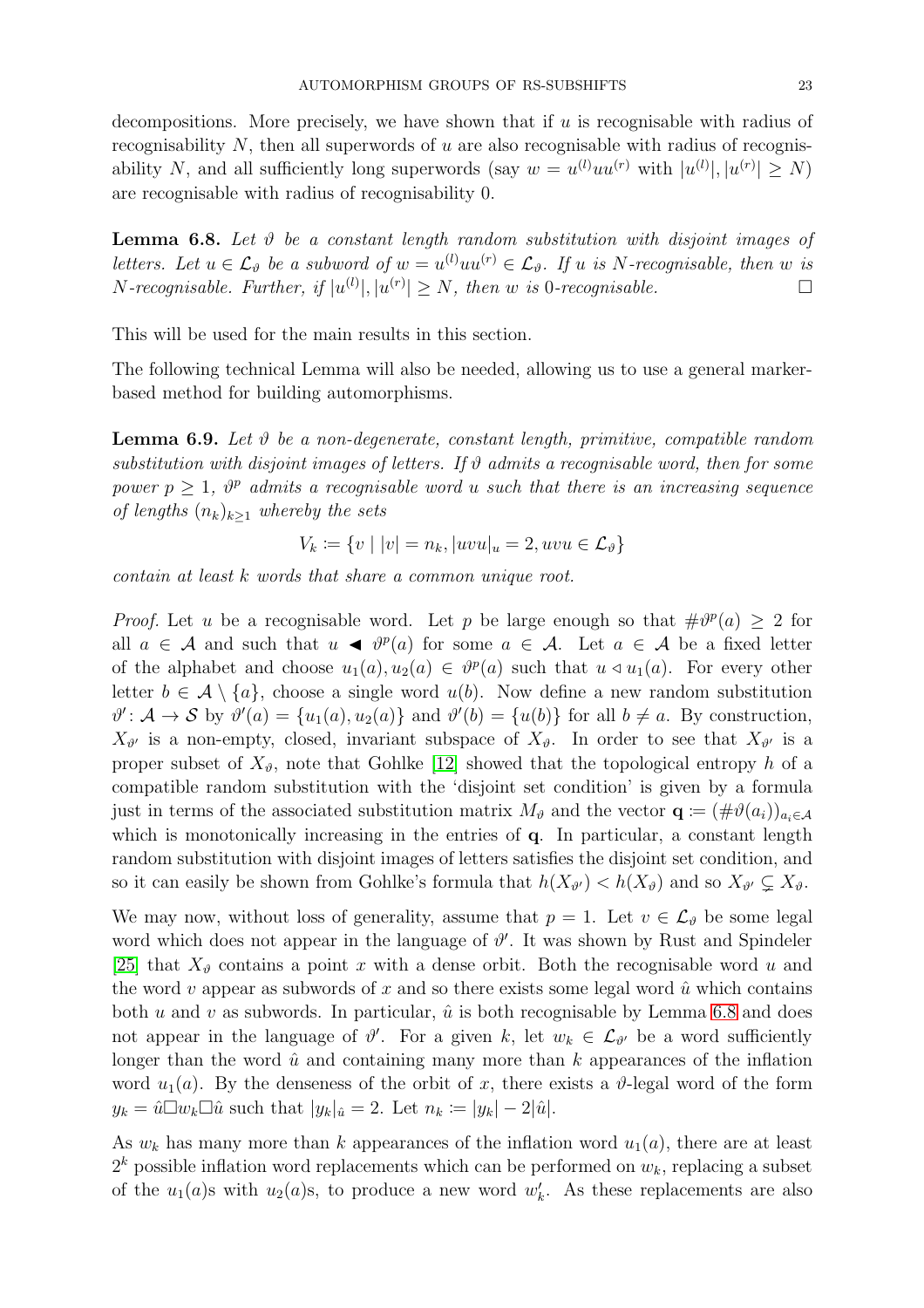decompositions. More precisely, we have shown that if $u$ is recognisable with radius of recognisability $N$, then all superwords of $u$ are also recognisable with radius of recognisability $N$, and all sufficiently long superwords (say $w = u^{(l)}uu^{(r)}$ with $|u^{(l)}|, |u^{(r)}| \geq N$) are recognisable with radius of recognisability 0.

**Lemma 6.8.** *Let $\vartheta$ be a constant length random substitution with disjoint images of letters. Let $u \in \mathcal{L}_\vartheta$ be a subword of $w = u^{(l)}uu^{(r)} \in \mathcal{L}_\vartheta$. If $u$ is $N$-recognisable, then $w$ is $N$-recognisable. Further, if $|u^{(l)}|, |u^{(r)}| \geq N$, then $w$ is 0-recognisable.* □

This will be used for the main results in this section.

The following technical Lemma will also be needed, allowing us to use a general marker-based method for building automorphisms.

**Lemma 6.9.** *Let $\vartheta$ be a non-degenerate, constant length, primitive, compatible random substitution with disjoint images of letters. If $\vartheta$ admits a recognisable word, then for some power $p \geq 1$, $\vartheta^p$ admits a recognisable word $u$ such that there is an increasing sequence of lengths $(n_k)_{k \geq 1}$ whereby the sets*

$$V_k := \{v \mid |v| = n_k, |uvu|_u = 2, uvu \in \mathcal{L}_\vartheta\}$$

*contain at least $k$ words that share a common unique root.*

*Proof.* Let $u$ be a recognisable word. Let $p$ be large enough so that $\#\vartheta^p(a) \geq 2$ for all $a \in \mathcal{A}$ and such that $u \blacktriangleleft \vartheta^p(a)$ for some $a \in \mathcal{A}$. Let $a \in \mathcal{A}$ be a fixed letter of the alphabet and choose $u_1(a), u_2(a) \in \vartheta^p(a)$ such that $u \triangleleft u_1(a)$. For every other letter $b \in \mathcal{A} \setminus \{a\}$, choose a single word $u(b)$. Now define a new random substitution $\vartheta' \colon \mathcal{A} \to \mathcal{S}$ by $\vartheta'(a) = \{u_1(a), u_2(a)\}$ and $\vartheta'(b) = \{u(b)\}$ for all $b \neq a$. By construction, $X_{\vartheta'}$ is a non-empty, closed, invariant subspace of $X_\vartheta$. In order to see that $X_{\vartheta'}$ is a proper subset of $X_\vartheta$, note that Gohlke [12] showed that the topological entropy $h$ of a compatible random substitution with the 'disjoint set condition' is given by a formula just in terms of the associated substitution matrix $M_\vartheta$ and the vector $\mathbf{q} := (\#\vartheta(a_i))_{a_i \in \mathcal{A}}$ which is monotonically increasing in the entries of $\mathbf{q}$. In particular, a constant length random substitution with disjoint images of letters satisfies the disjoint set condition, and so it can easily be shown from Gohlke's formula that $h(X_{\vartheta'}) < h(X_\vartheta)$ and so $X_{\vartheta'} \subsetneq X_\vartheta$.

We may now, without loss of generality, assume that $p = 1$. Let $v \in \mathcal{L}_\vartheta$ be some legal word which does not appear in the language of $\vartheta'$. It was shown by Rust and Spindeler [25] that $X_\vartheta$ contains a point $x$ with a dense orbit. Both the recognisable word $u$ and the word $v$ appear as subwords of $x$ and so there exists some legal word $\hat{u}$ which contains both $u$ and $v$ as subwords. In particular, $\hat{u}$ is both recognisable by Lemma 6.8 and does not appear in the language of $\vartheta'$. For a given $k$, let $w_k \in \mathcal{L}_{\vartheta'}$ be a word sufficiently longer than the word $\hat{u}$ and containing many more than $k$ appearances of the inflation word $u_1(a)$. By the denseness of the orbit of $x$, there exists a $\vartheta$-legal word of the form $y_k = \hat{u}\Box w_k \Box \hat{u}$ such that $|y_k|_{\hat{u}} = 2$. Let $n_k := |y_k| - 2|\hat{u}|$.

As $w_k$ has many more than $k$ appearances of the inflation word $u_1(a)$, there are at least $2^k$ possible inflation word replacements which can be performed on $w_k$, replacing a subset of the $u_1(a)$s with $u_2(a)$s, to produce a new word $w'_k$. As these replacements are also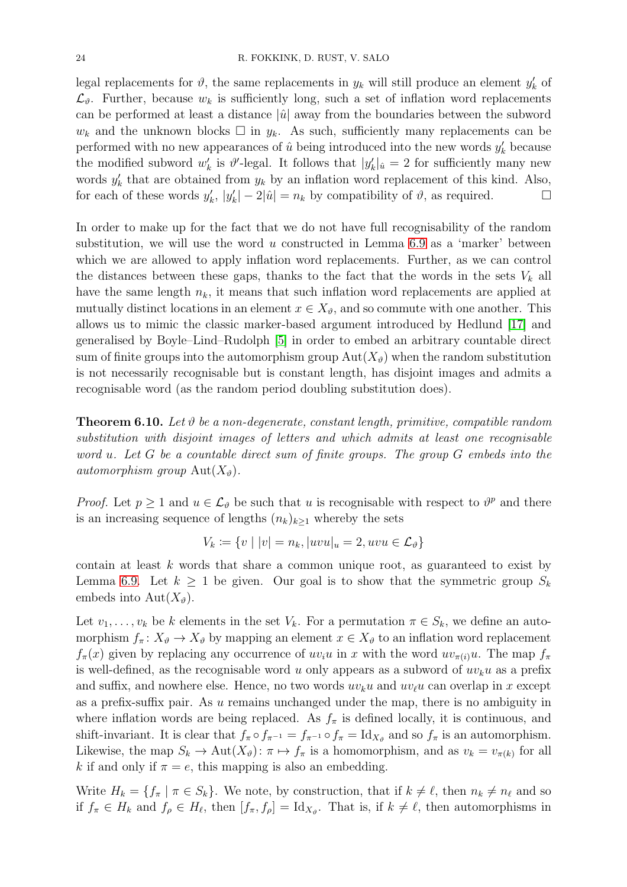legal replacements for $\vartheta$, the same replacements in $y_k$ will still produce an element $y_k'$ of $\mathcal{L}_\vartheta$. Further, because $w_k$ is sufficiently long, such a set of inflation word replacements can be performed at least a distance $|\hat{u}|$ away from the boundaries between the subword $w_k$ and the unknown blocks $\square$ in $y_k$. As such, sufficiently many replacements can be performed with no new appearances of $\hat{u}$ being introduced into the new words $y_k'$ because the modified subword $w_k'$ is $\vartheta'$-legal. It follows that $|y_k'|_{\hat{u}} = 2$ for sufficiently many new words $y_k'$ that are obtained from $y_k$ by an inflation word replacement of this kind. Also, for each of these words $y_k'$, $|y_k'| - 2|\hat{u}| = n_k$ by compatibility of $\vartheta$, as required. $\square$

In order to make up for the fact that we do not have full recognisability of the random substitution, we will use the word $u$ constructed in Lemma 6.9 as a 'marker' between which we are allowed to apply inflation word replacements. Further, as we can control the distances between these gaps, thanks to the fact that the words in the sets $V_k$ all have the same length $n_k$, it means that such inflation word replacements are applied at mutually distinct locations in an element $x \in X_\vartheta$, and so commute with one another. This allows us to mimic the classic marker-based argument introduced by Hedlund [17] and generalised by Boyle–Lind–Rudolph [5] in order to embed an arbitrary countable direct sum of finite groups into the automorphism group $\mathrm{Aut}(X_\vartheta)$ when the random substitution is not necessarily recognisable but is constant length, has disjoint images and admits a recognisable word (as the random period doubling substitution does).

**Theorem 6.10.** *Let $\vartheta$ be a non-degenerate, constant length, primitive, compatible random substitution with disjoint images of letters and which admits at least one recognisable word $u$. Let $G$ be a countable direct sum of finite groups. The group $G$ embeds into the automorphism group $\mathrm{Aut}(X_\vartheta)$.*

*Proof.* Let $p \geq 1$ and $u \in \mathcal{L}_\vartheta$ be such that $u$ is recognisable with respect to $\vartheta^p$ and there is an increasing sequence of lengths $(n_k)_{k\geq 1}$ whereby the sets

$$V_k := \{v \mid |v| = n_k, |uvu|_u = 2, uvu \in \mathcal{L}_\vartheta\}$$

contain at least $k$ words that share a common unique root, as guaranteed to exist by Lemma 6.9. Let $k \geq 1$ be given. Our goal is to show that the symmetric group $S_k$ embeds into $\mathrm{Aut}(X_\vartheta)$.

Let $v_1, \ldots, v_k$ be $k$ elements in the set $V_k$. For a permutation $\pi \in S_k$, we define an automorphism $f_\pi \colon X_\vartheta \to X_\vartheta$ by mapping an element $x \in X_\vartheta$ to an inflation word replacement $f_\pi(x)$ given by replacing any occurrence of $uv_iu$ in $x$ with the word $uv_{\pi(i)}u$. The map $f_\pi$ is well-defined, as the recognisable word $u$ only appears as a subword of $uv_ku$ as a prefix and suffix, and nowhere else. Hence, no two words $uv_ku$ and $uv_\ell u$ can overlap in $x$ except as a prefix-suffix pair. As $u$ remains unchanged under the map, there is no ambiguity in where inflation words are being replaced. As $f_\pi$ is defined locally, it is continuous, and shift-invariant. It is clear that $f_\pi \circ f_{\pi^{-1}} = f_{\pi^{-1}} \circ f_\pi = \mathrm{Id}_{X_\vartheta}$ and so $f_\pi$ is an automorphism. Likewise, the map $S_k \to \mathrm{Aut}(X_\vartheta) \colon \pi \mapsto f_\pi$ is a homomorphism, and as $v_k = v_{\pi(k)}$ for all $k$ if and only if $\pi = e$, this mapping is also an embedding.

Write $H_k = \{f_\pi \mid \pi \in S_k\}$. We note, by construction, that if $k \neq \ell$, then $n_k \neq n_\ell$ and so if $f_\pi \in H_k$ and $f_\rho \in H_\ell$, then $[f_\pi, f_\rho] = \mathrm{Id}_{X_\vartheta}$. That is, if $k \neq \ell$, then automorphisms in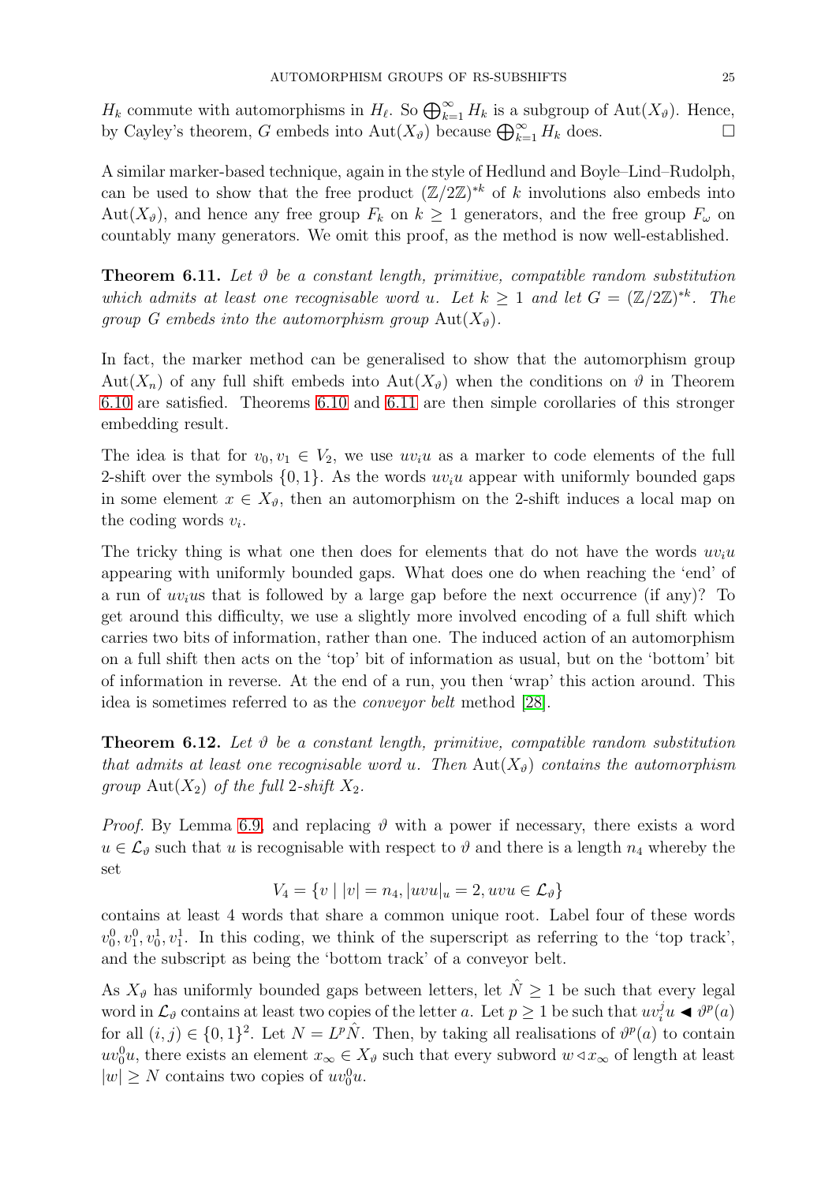$H_k$ commute with automorphisms in $H_\ell$. So $\bigoplus_{k=1}^{\infty} H_k$ is a subgroup of $\mathrm{Aut}(X_\vartheta)$. Hence, by Cayley's theorem, $G$ embeds into $\mathrm{Aut}(X_\vartheta)$ because $\bigoplus_{k=1}^{\infty} H_k$ does. □

A similar marker-based technique, again in the style of Hedlund and Boyle–Lind–Rudolph, can be used to show that the free product $(\mathbb{Z}/2\mathbb{Z})^{*k}$ of $k$ involutions also embeds into $\mathrm{Aut}(X_\vartheta)$, and hence any free group $F_k$ on $k \geq 1$ generators, and the free group $F_\omega$ on countably many generators. We omit this proof, as the method is now well-established.

**Theorem 6.11.** *Let $\vartheta$ be a constant length, primitive, compatible random substitution which admits at least one recognisable word $u$. Let $k \geq 1$ and let $G = (\mathbb{Z}/2\mathbb{Z})^{*k}$. The group $G$ embeds into the automorphism group $\mathrm{Aut}(X_\vartheta)$.*

In fact, the marker method can be generalised to show that the automorphism group $\mathrm{Aut}(X_n)$ of any full shift embeds into $\mathrm{Aut}(X_\vartheta)$ when the conditions on $\vartheta$ in Theorem 6.10 are satisfied. Theorems 6.10 and 6.11 are then simple corollaries of this stronger embedding result.

The idea is that for $v_0, v_1 \in V_2$, we use $uv_iu$ as a marker to code elements of the full 2-shift over the symbols $\{0, 1\}$. As the words $uv_iu$ appear with uniformly bounded gaps in some element $x \in X_\vartheta$, then an automorphism on the 2-shift induces a local map on the coding words $v_i$.

The tricky thing is what one then does for elements that do not have the words $uv_iu$ appearing with uniformly bounded gaps. What does one do when reaching the 'end' of a run of $uv_iu$s that is followed by a large gap before the next occurrence (if any)? To get around this difficulty, we use a slightly more involved encoding of a full shift which carries two bits of information, rather than one. The induced action of an automorphism on a full shift then acts on the 'top' bit of information as usual, but on the 'bottom' bit of information in reverse. At the end of a run, you then 'wrap' this action around. This idea is sometimes referred to as the *conveyor belt* method [28].

**Theorem 6.12.** *Let $\vartheta$ be a constant length, primitive, compatible random substitution that admits at least one recognisable word $u$. Then $\mathrm{Aut}(X_\vartheta)$ contains the automorphism group $\mathrm{Aut}(X_2)$ of the full 2-shift $X_2$.*

*Proof.* By Lemma 6.9, and replacing $\vartheta$ with a power if necessary, there exists a word $u \in \mathcal{L}_\vartheta$ such that $u$ is recognisable with respect to $\vartheta$ and there is a length $n_4$ whereby the set

$$V_4 = \{v \mid |v| = n_4, |uvu|_u = 2, uvu \in \mathcal{L}_\vartheta\}$$

contains at least 4 words that share a common unique root. Label four of these words $v_0^0, v_1^0, v_0^1, v_1^1$. In this coding, we think of the superscript as referring to the 'top track', and the subscript as being the 'bottom track' of a conveyor belt.

As $X_\vartheta$ has uniformly bounded gaps between letters, let $\hat{N} \geq 1$ be such that every legal word in $\mathcal{L}_\vartheta$ contains at least two copies of the letter $a$. Let $p \geq 1$ be such that $uv_i^j u \blacktriangleleft \vartheta^p(a)$ for all $(i, j) \in \{0, 1\}^2$. Let $N = L^p \hat{N}$. Then, by taking all realisations of $\vartheta^p(a)$ to contain $uv_0^0u$, there exists an element $x_\infty \in X_\vartheta$ such that every subword $w \triangleleft x_\infty$ of length at least $|w| \geq N$ contains two copies of $uv_0^0u$.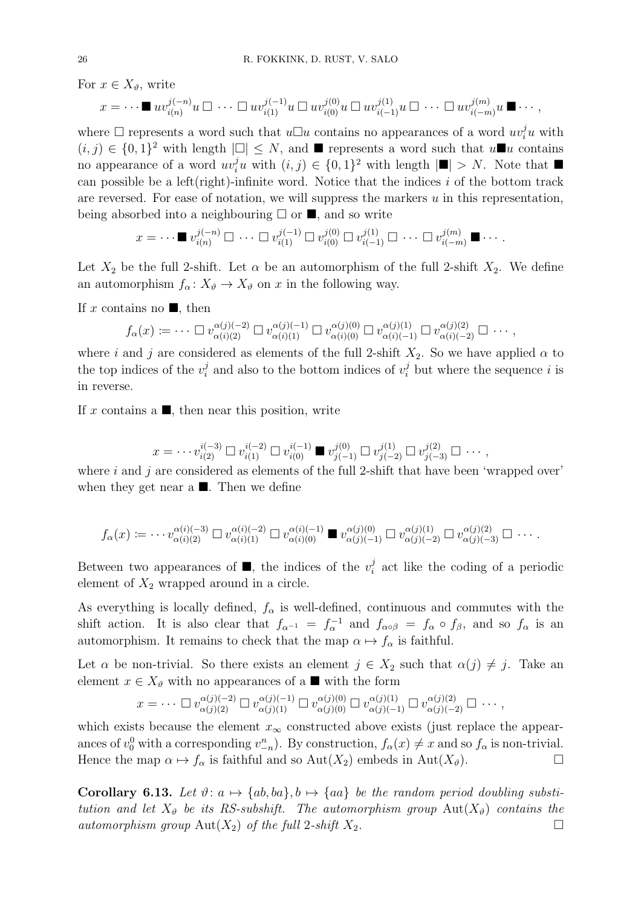For $x \in X_\vartheta$, write

$$x = \cdots \blacksquare \, uv_{i(n)}^{j(-n)}u \,\square\, \cdots \,\square\, uv_{i(1)}^{j(-1)}u \,\square\, uv_{i(0)}^{j(0)}u \,\square\, uv_{i(-1)}^{j(1)}u \,\square\, \cdots \,\square\, uv_{i(-m)}^{j(m)}u \,\blacksquare \cdots ,$$

where $\square$ represents a word such that $u\square u$ contains no appearances of a word $uv_i^j u$ with $(i,j) \in \{0,1\}^2$ with length $|\square| \leq N$, and $\blacksquare$ represents a word such that $u\blacksquare u$ contains no appearance of a word $uv_i^j u$ with $(i,j) \in \{0,1\}^2$ with length $|\blacksquare| > N$. Note that $\blacksquare$ can possible be a left(right)-infinite word. Notice that the indices $i$ of the bottom track are reversed. For ease of notation, we will suppress the markers $u$ in this representation, being absorbed into a neighbouring $\square$ or $\blacksquare$, and so write

$$x = \cdots \blacksquare \, v_{i(n)}^{j(-n)} \,\square\, \cdots \,\square\, v_{i(1)}^{j(-1)} \,\square\, v_{i(0)}^{j(0)} \,\square\, v_{i(-1)}^{j(1)} \,\square\, \cdots \,\square\, v_{i(-m)}^{j(m)} \,\blacksquare \cdots .$$

Let $X_2$ be the full 2-shift. Let $\alpha$ be an automorphism of the full 2-shift $X_2$. We define an automorphism $f_\alpha \colon X_\vartheta \to X_\vartheta$ on $x$ in the following way.

If $x$ contains no $\blacksquare$, then

$$f_\alpha(x) \coloneqq \cdots \,\square\, v_{\alpha(i)(2)}^{\alpha(j)(-2)} \,\square\, v_{\alpha(i)(1)}^{\alpha(j)(-1)} \,\square\, v_{\alpha(i)(0)}^{\alpha(j)(0)} \,\square\, v_{\alpha(i)(-1)}^{\alpha(j)(1)} \,\square\, v_{\alpha(i)(-2)}^{\alpha(j)(2)} \,\square\, \cdots ,$$

where $i$ and $j$ are considered as elements of the full 2-shift $X_2$. So we have applied $\alpha$ to the top indices of the $v_i^j$ and also to the bottom indices of $v_i^j$ but where the sequence $i$ is in reverse.

If $x$ contains a $\blacksquare$, then near this position, write

$$x = \cdots v_{i(2)}^{i(-3)} \,\square\, v_{i(1)}^{i(-2)} \,\square\, v_{i(0)}^{i(-1)} \,\blacksquare\, v_{j(-1)}^{j(0)} \,\square\, v_{j(-2)}^{j(1)} \,\square\, v_{j(-3)}^{j(2)} \,\square\, \cdots ,$$

where $i$ and $j$ are considered as elements of the full 2-shift that have been 'wrapped over' when they get near a $\blacksquare$. Then we define

$$f_\alpha(x) \coloneqq \cdots v_{\alpha(i)(2)}^{\alpha(i)(-3)} \,\square\, v_{\alpha(i)(1)}^{\alpha(i)(-2)} \,\square\, v_{\alpha(i)(0)}^{\alpha(i)(-1)} \,\blacksquare\, v_{\alpha(j)(-1)}^{\alpha(j)(0)} \,\square\, v_{\alpha(j)(-2)}^{\alpha(j)(1)} \,\square\, v_{\alpha(j)(-3)}^{\alpha(j)(2)} \,\square\, \cdots .$$

Between two appearances of $\blacksquare$, the indices of the $v_i^j$ act like the coding of a periodic element of $X_2$ wrapped around in a circle.

As everything is locally defined, $f_\alpha$ is well-defined, continuous and commutes with the shift action. It is also clear that $f_{\alpha^{-1}} = f_\alpha^{-1}$ and $f_{\alpha\circ\beta} = f_\alpha \circ f_\beta$, and so $f_\alpha$ is an automorphism. It remains to check that the map $\alpha \mapsto f_\alpha$ is faithful.

Let $\alpha$ be non-trivial. So there exists an element $j \in X_2$ such that $\alpha(j) \neq j$. Take an element $x \in X_\vartheta$ with no appearances of a $\blacksquare$ with the form

$$x = \cdots \,\square\, v_{\alpha(j)(2)}^{\alpha(j)(-2)} \,\square\, v_{\alpha(j)(1)}^{\alpha(j)(-1)} \,\square\, v_{\alpha(j)(0)}^{\alpha(j)(0)} \,\square\, v_{\alpha(j)(-1)}^{\alpha(j)(1)} \,\square\, v_{\alpha(j)(-2)}^{\alpha(j)(2)} \,\square\, \cdots ,$$

which exists because the element $x_\infty$ constructed above exists (just replace the appearances of $v_0^0$ with a corresponding $v_{-n}^n$). By construction, $f_\alpha(x) \neq x$ and so $f_\alpha$ is non-trivial. Hence the map $\alpha \mapsto f_\alpha$ is faithful and so $\mathrm{Aut}(X_2)$ embeds in $\mathrm{Aut}(X_\vartheta)$. $\square$

**Corollary 6.13.** *Let $\vartheta \colon a \mapsto \{ab, ba\}, b \mapsto \{aa\}$ be the random period doubling substitution and let $X_\vartheta$ be its RS-subshift. The automorphism group $\mathrm{Aut}(X_\vartheta)$ contains the automorphism group $\mathrm{Aut}(X_2)$ of the full 2-shift $X_2$.* $\square$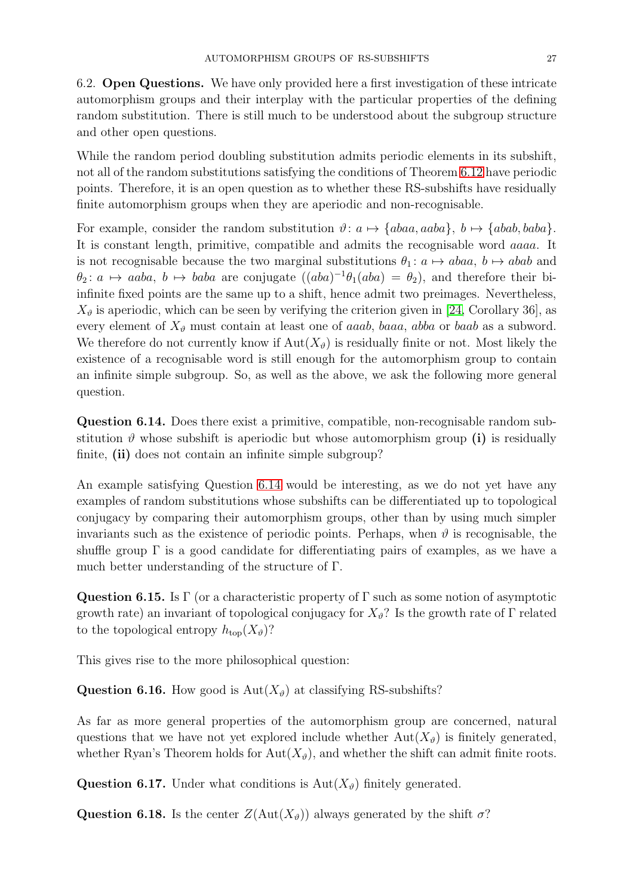6.2. **Open Questions.** We have only provided here a first investigation of these intricate automorphism groups and their interplay with the particular properties of the defining random substitution. There is still much to be understood about the subgroup structure and other open questions.

While the random period doubling substitution admits periodic elements in its subshift, not all of the random substitutions satisfying the conditions of Theorem 6.12 have periodic points. Therefore, it is an open question as to whether these RS-subshifts have residually finite automorphism groups when they are aperiodic and non-recognisable.

For example, consider the random substitution $\vartheta\colon a \mapsto \{abaa, aaba\},\ b \mapsto \{abab, baba\}$. It is constant length, primitive, compatible and admits the recognisable word $aaaa$. It is not recognisable because the two marginal substitutions $\theta_1\colon a \mapsto abaa,\ b \mapsto abab$ and $\theta_2\colon a \mapsto aaba,\ b \mapsto baba$ are conjugate ($(aba)^{-1}\theta_1(aba) = \theta_2$), and therefore their bi-infinite fixed points are the same up to a shift, hence admit two preimages. Nevertheless, $X_\vartheta$ is aperiodic, which can be seen by verifying the criterion given in [24, Corollary 36], as every element of $X_\vartheta$ must contain at least one of $aaab$, $baaa$, $abba$ or $baab$ as a subword. We therefore do not currently know if $\mathrm{Aut}(X_\vartheta)$ is residually finite or not. Most likely the existence of a recognisable word is still enough for the automorphism group to contain an infinite simple subgroup. So, as well as the above, we ask the following more general question.

**Question 6.14.** Does there exist a primitive, compatible, non-recognisable random substitution $\vartheta$ whose subshift is aperiodic but whose automorphism group **(i)** is residually finite, **(ii)** does not contain an infinite simple subgroup?

An example satisfying Question 6.14 would be interesting, as we do not yet have any examples of random substitutions whose subshifts can be differentiated up to topological conjugacy by comparing their automorphism groups, other than by using much simpler invariants such as the existence of periodic points. Perhaps, when $\vartheta$ is recognisable, the shuffle group $\Gamma$ is a good candidate for differentiating pairs of examples, as we have a much better understanding of the structure of $\Gamma$.

**Question 6.15.** Is $\Gamma$ (or a characteristic property of $\Gamma$ such as some notion of asymptotic growth rate) an invariant of topological conjugacy for $X_\vartheta$? Is the growth rate of $\Gamma$ related to the topological entropy $h_{\mathrm{top}}(X_\vartheta)$?

This gives rise to the more philosophical question:

**Question 6.16.** How good is $\mathrm{Aut}(X_\vartheta)$ at classifying RS-subshifts?

As far as more general properties of the automorphism group are concerned, natural questions that we have not yet explored include whether $\mathrm{Aut}(X_\vartheta)$ is finitely generated, whether Ryan's Theorem holds for $\mathrm{Aut}(X_\vartheta)$, and whether the shift can admit finite roots.

**Question 6.17.** Under what conditions is $\mathrm{Aut}(X_\vartheta)$ finitely generated.

**Question 6.18.** Is the center $Z(\mathrm{Aut}(X_\vartheta))$ always generated by the shift $\sigma$?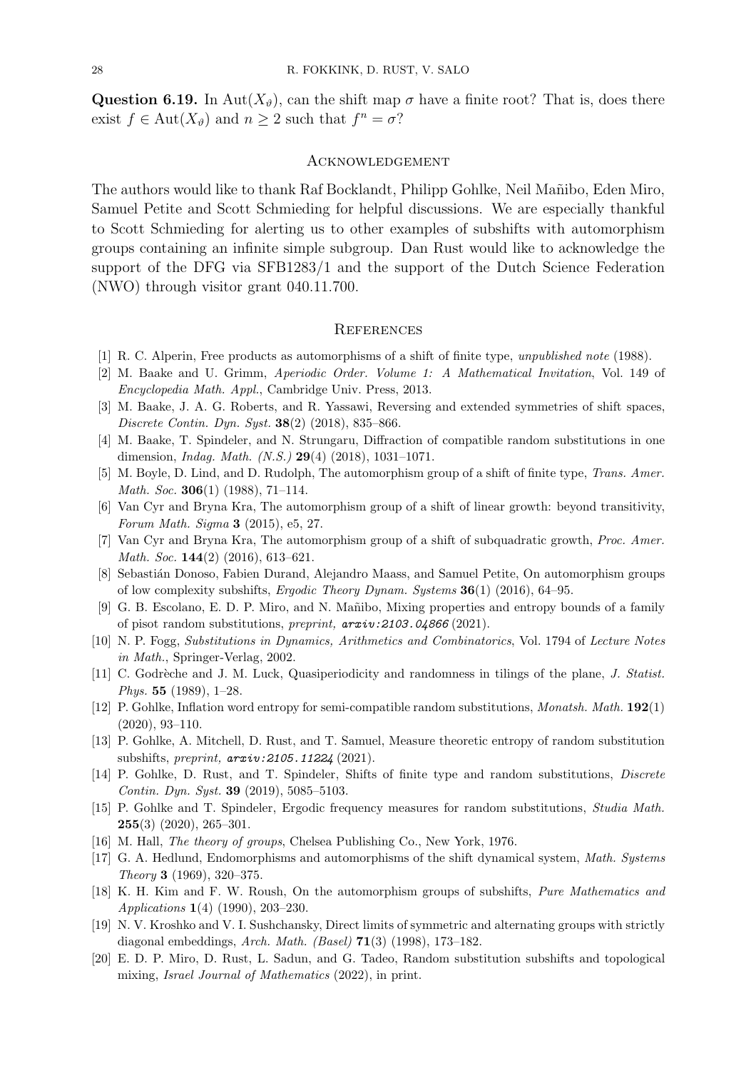**Question 6.19.** In $\mathrm{Aut}(X_\vartheta)$, can the shift map $\sigma$ have a finite root? That is, does there exist $f \in \mathrm{Aut}(X_\vartheta)$ and $n \geq 2$ such that $f^n = \sigma$?

## Acknowledgement

The authors would like to thank Raf Bocklandt, Philipp Gohlke, Neil Mañibo, Eden Miro, Samuel Petite and Scott Schmieding for helpful discussions. We are especially thankful to Scott Schmieding for alerting us to other examples of subshifts with automorphism groups containing an infinite simple subgroup. Dan Rust would like to acknowledge the support of the DFG via SFB1283/1 and the support of the Dutch Science Federation (NWO) through visitor grant 040.11.700.

## References

[1] R. C. Alperin, Free products as automorphisms of a shift of finite type, *unpublished note* (1988).

[2] M. Baake and U. Grimm, *Aperiodic Order. Volume 1: A Mathematical Invitation*, Vol. 149 of *Encyclopedia Math. Appl.*, Cambridge Univ. Press, 2013.

[3] M. Baake, J. A. G. Roberts, and R. Yassawi, Reversing and extended symmetries of shift spaces, *Discrete Contin. Dyn. Syst.* **38**(2) (2018), 835–866.

[4] M. Baake, T. Spindeler, and N. Strungaru, Diffraction of compatible random substitutions in one dimension, *Indag. Math. (N.S.)* **29**(4) (2018), 1031–1071.

[5] M. Boyle, D. Lind, and D. Rudolph, The automorphism group of a shift of finite type, *Trans. Amer. Math. Soc.* **306**(1) (1988), 71–114.

[6] Van Cyr and Bryna Kra, The automorphism group of a shift of linear growth: beyond transitivity, *Forum Math. Sigma* **3** (2015), e5, 27.

[7] Van Cyr and Bryna Kra, The automorphism group of a shift of subquadratic growth, *Proc. Amer. Math. Soc.* **144**(2) (2016), 613–621.

[8] Sebastián Donoso, Fabien Durand, Alejandro Maass, and Samuel Petite, On automorphism groups of low complexity subshifts, *Ergodic Theory Dynam. Systems* **36**(1) (2016), 64–95.

[9] G. B. Escolano, E. D. P. Miro, and N. Mañibo, Mixing properties and entropy bounds of a family of pisot random substitutions, *preprint, arxiv:2103.04866* (2021).

[10] N. P. Fogg, *Substitutions in Dynamics, Arithmetics and Combinatorics*, Vol. 1794 of *Lecture Notes in Math.*, Springer-Verlag, 2002.

[11] C. Godrèche and J. M. Luck, Quasiperiodicity and randomness in tilings of the plane, *J. Statist. Phys.* **55** (1989), 1–28.

[12] P. Gohlke, Inflation word entropy for semi-compatible random substitutions, *Monatsh. Math.* **192**(1) (2020), 93–110.

[13] P. Gohlke, A. Mitchell, D. Rust, and T. Samuel, Measure theoretic entropy of random substitution subshifts, *preprint, arxiv:2105.11224* (2021).

[14] P. Gohlke, D. Rust, and T. Spindeler, Shifts of finite type and random substitutions, *Discrete Contin. Dyn. Syst.* **39** (2019), 5085–5103.

[15] P. Gohlke and T. Spindeler, Ergodic frequency measures for random substitutions, *Studia Math.* **255**(3) (2020), 265–301.

[16] M. Hall, *The theory of groups*, Chelsea Publishing Co., New York, 1976.

[17] G. A. Hedlund, Endomorphisms and automorphisms of the shift dynamical system, *Math. Systems Theory* **3** (1969), 320–375.

[18] K. H. Kim and F. W. Roush, On the automorphism groups of subshifts, *Pure Mathematics and Applications* **1**(4) (1990), 203–230.

[19] N. V. Kroshko and V. I. Sushchansky, Direct limits of symmetric and alternating groups with strictly diagonal embeddings, *Arch. Math. (Basel)* **71**(3) (1998), 173–182.

[20] E. D. P. Miro, D. Rust, L. Sadun, and G. Tadeo, Random substitution subshifts and topological mixing, *Israel Journal of Mathematics* (2022), in print.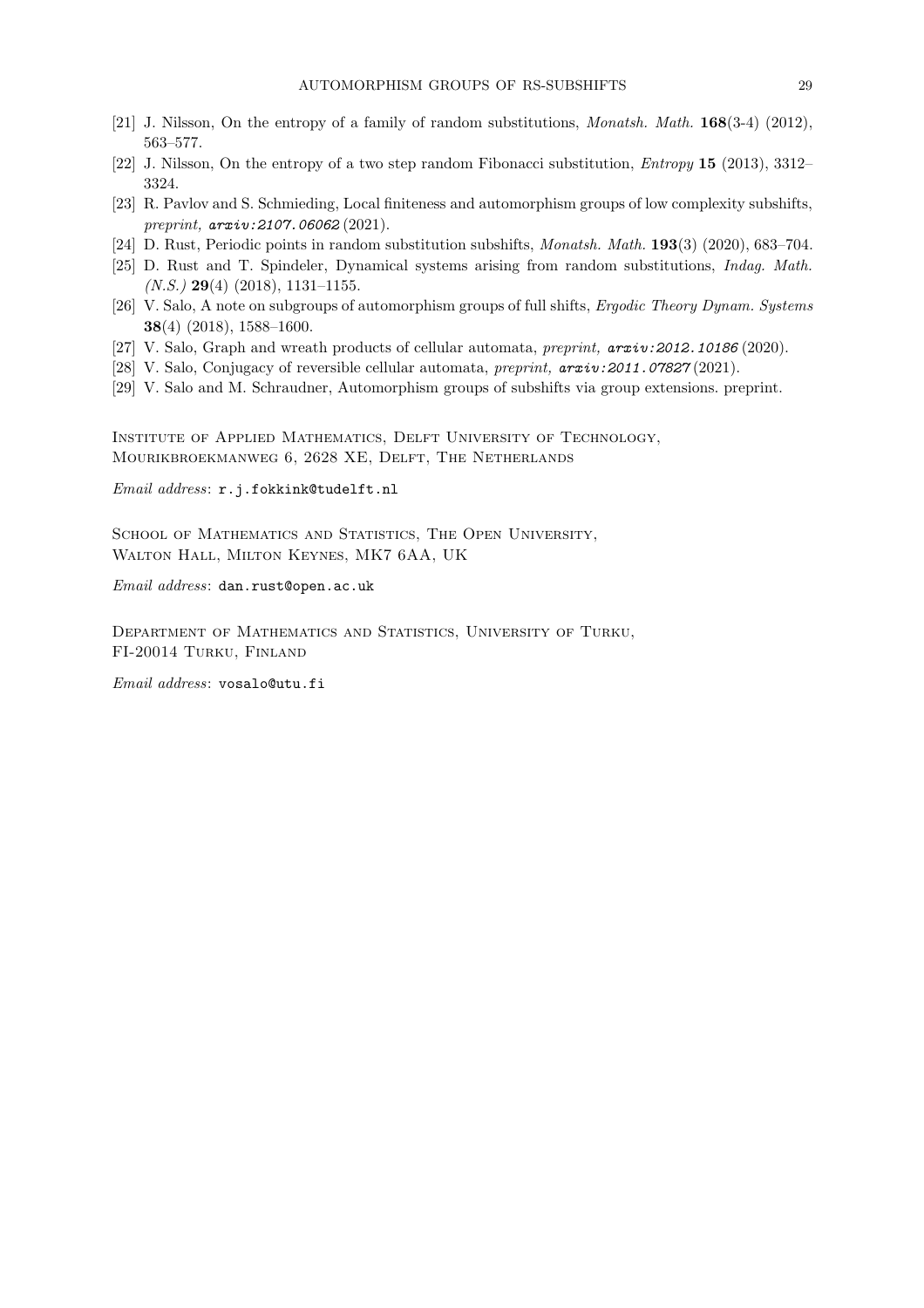[21] J. Nilsson, On the entropy of a family of random substitutions, *Monatsh. Math.* **168**(3-4) (2012), 563–577.

[22] J. Nilsson, On the entropy of a two step random Fibonacci substitution, *Entropy* **15** (2013), 3312–3324.

[23] R. Pavlov and S. Schmieding, Local finiteness and automorphism groups of low complexity subshifts, *preprint, arxiv:2107.06062* (2021).

[24] D. Rust, Periodic points in random substitution subshifts, *Monatsh. Math.* **193**(3) (2020), 683–704.

[25] D. Rust and T. Spindeler, Dynamical systems arising from random substitutions, *Indag. Math. (N.S.)* **29**(4) (2018), 1131–1155.

[26] V. Salo, A note on subgroups of automorphism groups of full shifts, *Ergodic Theory Dynam. Systems* **38**(4) (2018), 1588–1600.

[27] V. Salo, Graph and wreath products of cellular automata, *preprint, arxiv:2012.10186* (2020).

[28] V. Salo, Conjugacy of reversible cellular automata, *preprint, arxiv:2011.07827* (2021).

[29] V. Salo and M. Schraudner, Automorphism groups of subshifts via group extensions. preprint.

Institute of Applied Mathematics, Delft University of Technology, Mourikbroekmanweg 6, 2628 XE, Delft, The Netherlands

*Email address*: r.j.fokkink@tudelft.nl

School of Mathematics and Statistics, The Open University, Walton Hall, Milton Keynes, MK7 6AA, UK

*Email address*: dan.rust@open.ac.uk

Department of Mathematics and Statistics, University of Turku, FI-20014 Turku, Finland

*Email address*: vosalo@utu.fi